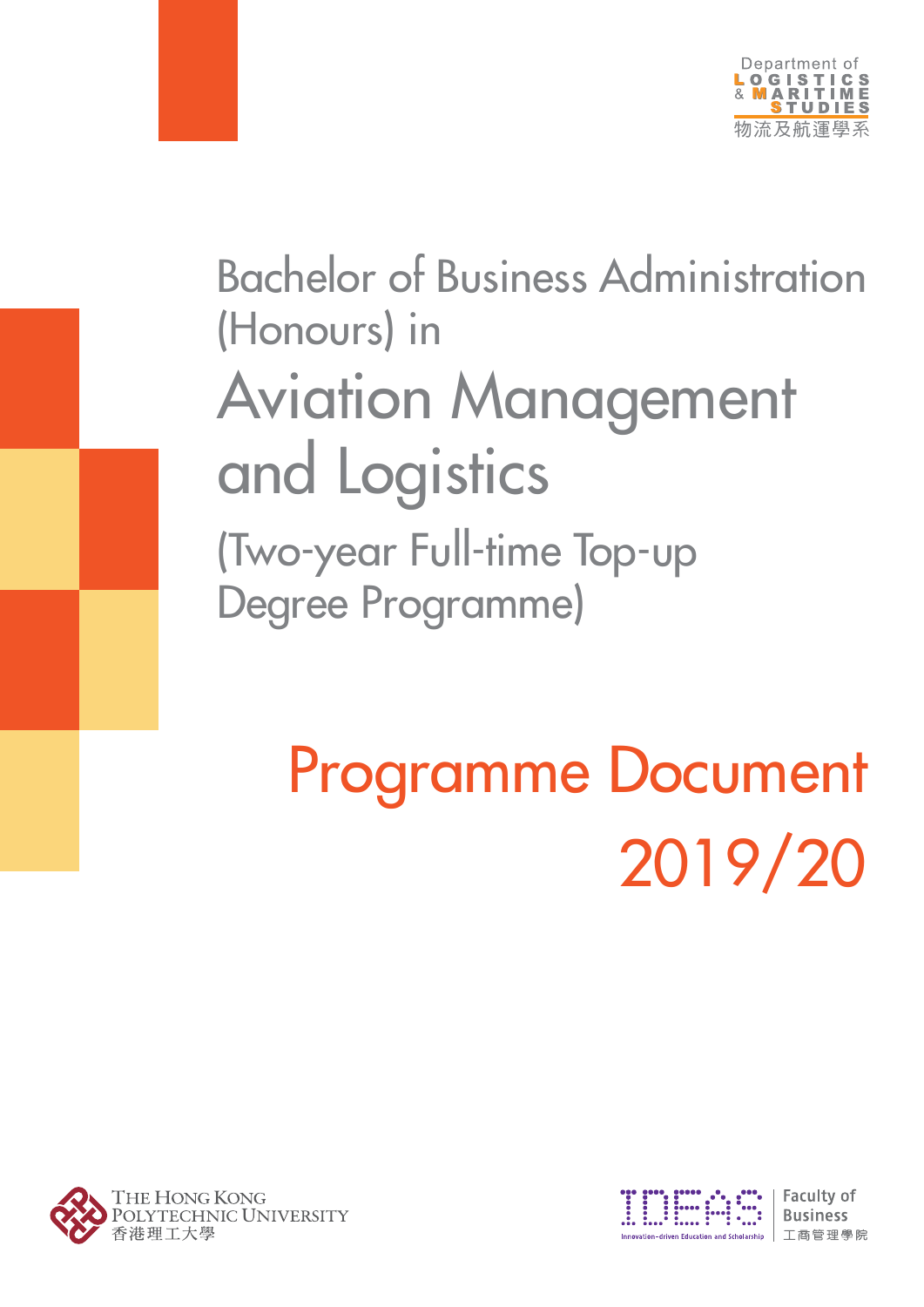Department of
LOGISTICS
& MARITIME
STUDIES
物流及航運學系

# Bachelor of Business Administration (Honours) in Aviation Management and Logistics

(Two-year Full-time Top-up Degree Programme)

## Programme Document 2019/20

The Hong Kong Polytechnic University
香港理工大學

IDEAS
Innovation-driven Education and Scholarship

Faculty of Business
工商管理學院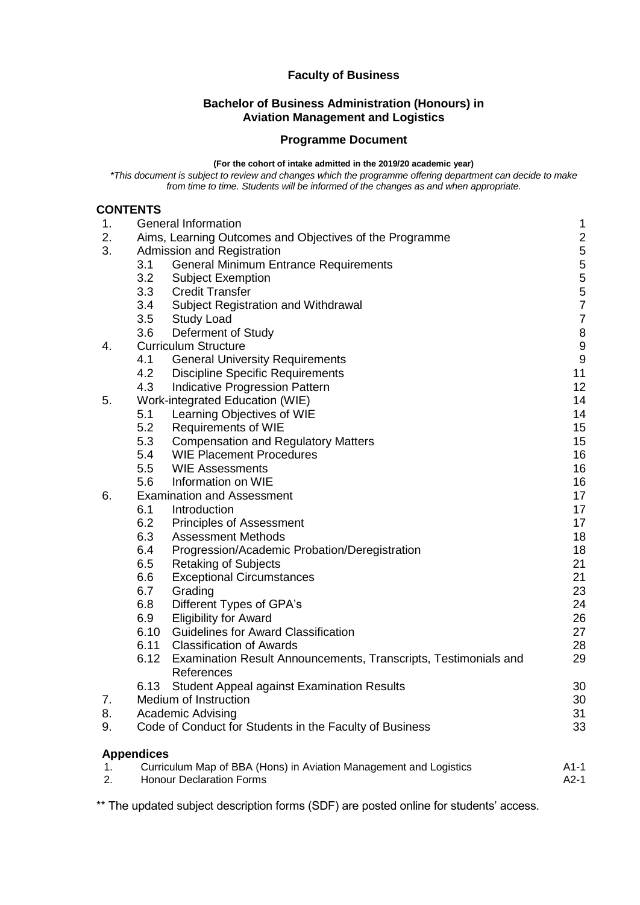**Faculty of Business**

**Bachelor of Business Administration (Honours) in Aviation Management and Logistics**

**Programme Document**

**(For the cohort of intake admitted in the 2019/20 academic year)**

*\*This document is subject to review and changes which the programme offering department can decide to make from time to time. Students will be informed of the changes as and when appropriate.*

## CONTENTS

| | | | |
|---|---|---|---|
| 1. | General Information | | 1 |
| 2. | Aims, Learning Outcomes and Objectives of the Programme | | 2 |
| 3. | Admission and Registration | | 5 |
| | 3.1 | General Minimum Entrance Requirements | 5 |
| | 3.2 | Subject Exemption | 5 |
| | 3.3 | Credit Transfer | 5 |
| | 3.4 | Subject Registration and Withdrawal | 7 |
| | 3.5 | Study Load | 7 |
| | 3.6 | Deferment of Study | 8 |
| 4. | Curriculum Structure | | 9 |
| | 4.1 | General University Requirements | 9 |
| | 4.2 | Discipline Specific Requirements | 11 |
| | 4.3 | Indicative Progression Pattern | 12 |
| 5. | Work-integrated Education (WIE) | | 14 |
| | 5.1 | Learning Objectives of WIE | 14 |
| | 5.2 | Requirements of WIE | 15 |
| | 5.3 | Compensation and Regulatory Matters | 15 |
| | 5.4 | WIE Placement Procedures | 16 |
| | 5.5 | WIE Assessments | 16 |
| | 5.6 | Information on WIE | 16 |
| 6. | Examination and Assessment | | 17 |
| | 6.1 | Introduction | 17 |
| | 6.2 | Principles of Assessment | 17 |
| | 6.3 | Assessment Methods | 18 |
| | 6.4 | Progression/Academic Probation/Deregistration | 18 |
| | 6.5 | Retaking of Subjects | 21 |
| | 6.6 | Exceptional Circumstances | 21 |
| | 6.7 | Grading | 23 |
| | 6.8 | Different Types of GPA's | 24 |
| | 6.9 | Eligibility for Award | 26 |
| | 6.10 | Guidelines for Award Classification | 27 |
| | 6.11 | Classification of Awards | 28 |
| | 6.12 | Examination Result Announcements, Transcripts, Testimonials and References | 29 |
| | 6.13 | Student Appeal against Examination Results | 30 |
| 7. | Medium of Instruction | | 30 |
| 8. | Academic Advising | | 31 |
| 9. | Code of Conduct for Students in the Faculty of Business | | 33 |

### Appendices

| | | |
|---|---|---|
| 1. | Curriculum Map of BBA (Hons) in Aviation Management and Logistics | A1-1 |
| 2. | Honour Declaration Forms | A2-1 |

\*\* The updated subject description forms (SDF) are posted online for students' access.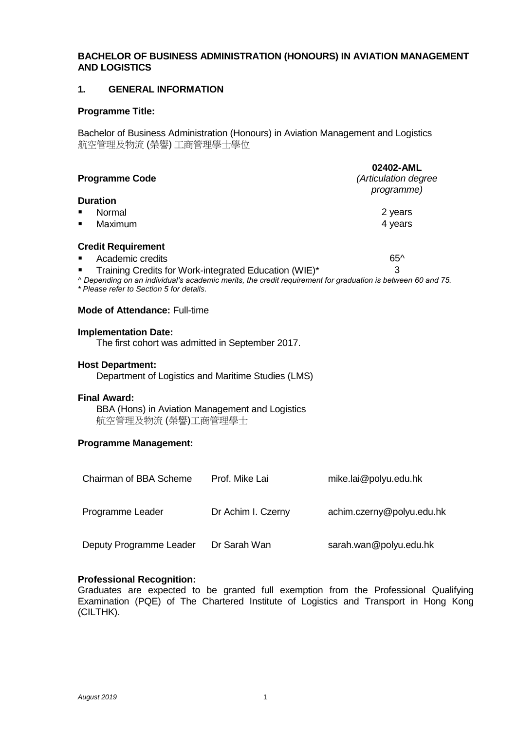**BACHELOR OF BUSINESS ADMINISTRATION (HONOURS) IN AVIATION MANAGEMENT AND LOGISTICS**

## 1. GENERAL INFORMATION

**Programme Title:**

Bachelor of Business Administration (Honours) in Aviation Management and Logistics
航空管理及物流 (榮譽) 工商管理學士學位

| **Programme Code** | **02402-AML** *(Articulation degree programme)* |
|---|---|

**Duration**

| | |
|---|---|
| ▪ Normal | 2 years |
| ▪ Maximum | 4 years |

**Credit Requirement**

| | |
|---|---|
| ▪ Academic credits | 65^ |
| ▪ Training Credits for Work-integrated Education (WIE)* | 3 |

*^ Depending on an individual's academic merits, the credit requirement for graduation is between 60 and 75.*
*\* Please refer to Section 5 for details.*

**Mode of Attendance:** Full-time

**Implementation Date:**
The first cohort was admitted in September 2017.

**Host Department:**
Department of Logistics and Maritime Studies (LMS)

**Final Award:**
BBA (Hons) in Aviation Management and Logistics
航空管理及物流 (榮譽)工商管理學士

**Programme Management:**

| | | |
|---|---|---|
| Chairman of BBA Scheme | Prof. Mike Lai | mike.lai@polyu.edu.hk |
| Programme Leader | Dr Achim I. Czerny | achim.czerny@polyu.edu.hk |
| Deputy Programme Leader | Dr Sarah Wan | sarah.wan@polyu.edu.hk |

**Professional Recognition:**
Graduates are expected to be granted full exemption from the Professional Qualifying Examination (PQE) of The Chartered Institute of Logistics and Transport in Hong Kong (CILTHK).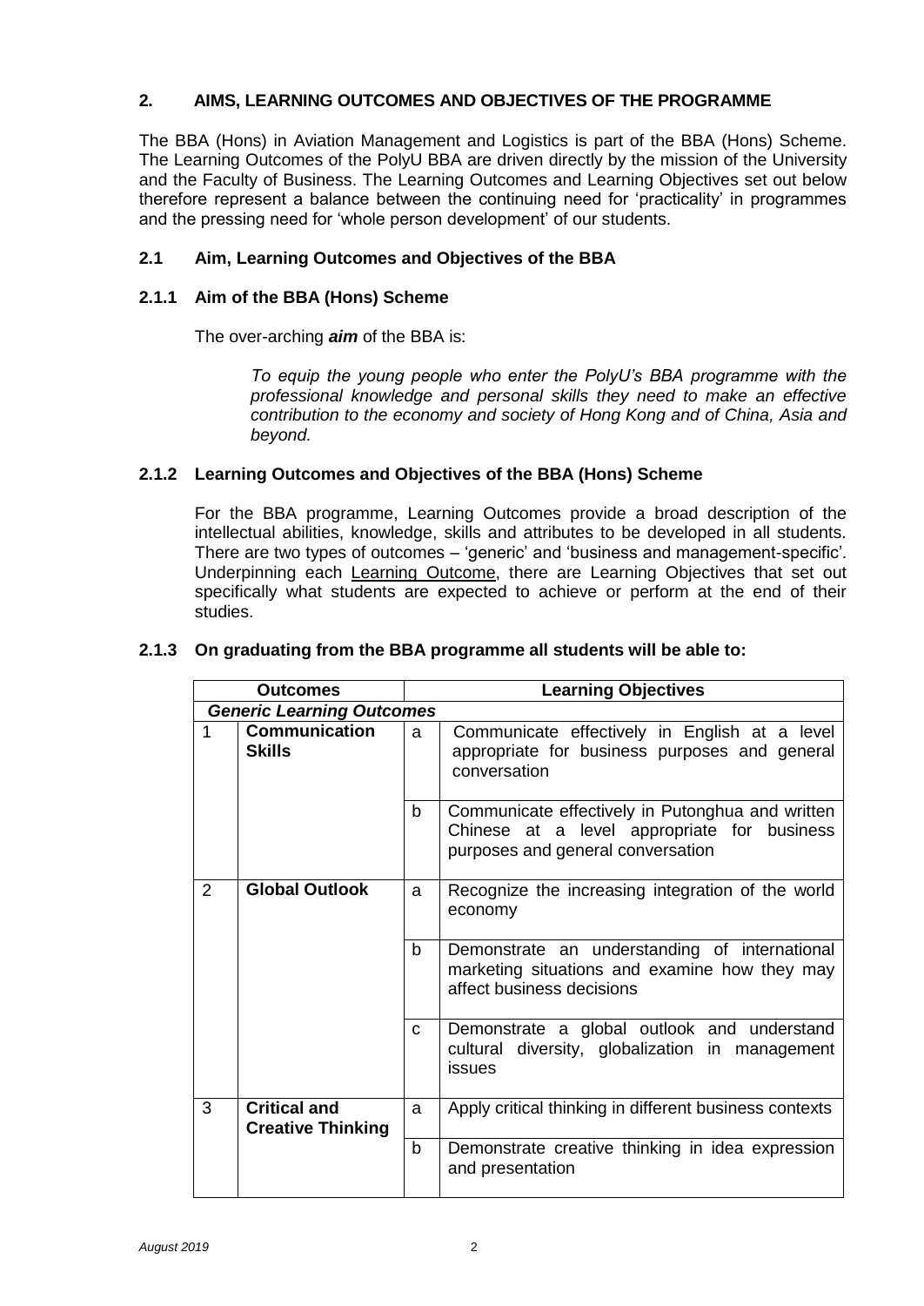## 2. AIMS, LEARNING OUTCOMES AND OBJECTIVES OF THE PROGRAMME

The BBA (Hons) in Aviation Management and Logistics is part of the BBA (Hons) Scheme. The Learning Outcomes of the PolyU BBA are driven directly by the mission of the University and the Faculty of Business. The Learning Outcomes and Learning Objectives set out below therefore represent a balance between the continuing need for 'practicality' in programmes and the pressing need for 'whole person development' of our students.

### 2.1 Aim, Learning Outcomes and Objectives of the BBA

#### 2.1.1 Aim of the BBA (Hons) Scheme

The over-arching ***aim*** of the BBA is:

> *To equip the young people who enter the PolyU's BBA programme with the professional knowledge and personal skills they need to make an effective contribution to the economy and society of Hong Kong and of China, Asia and beyond.*

#### 2.1.2 Learning Outcomes and Objectives of the BBA (Hons) Scheme

For the BBA programme, Learning Outcomes provide a broad description of the intellectual abilities, knowledge, skills and attributes to be developed in all students. There are two types of outcomes – 'generic' and 'business and management-specific'. Underpinning each Learning Outcome, there are Learning Objectives that set out specifically what students are expected to achieve or perform at the end of their studies.

#### 2.1.3 On graduating from the BBA programme all students will be able to:

| Outcomes | | Learning Objectives | |
|---|---|---|---|
| ***Generic Learning Outcomes*** | | | |
| 1 | **Communication Skills** | a | Communicate effectively in English at a level appropriate for business purposes and general conversation |
| | | b | Communicate effectively in Putonghua and written Chinese at a level appropriate for business purposes and general conversation |
| 2 | **Global Outlook** | a | Recognize the increasing integration of the world economy |
| | | b | Demonstrate an understanding of international marketing situations and examine how they may affect business decisions |
| | | c | Demonstrate a global outlook and understand cultural diversity, globalization in management issues |
| 3 | **Critical and Creative Thinking** | a | Apply critical thinking in different business contexts |
| | | b | Demonstrate creative thinking in idea expression and presentation |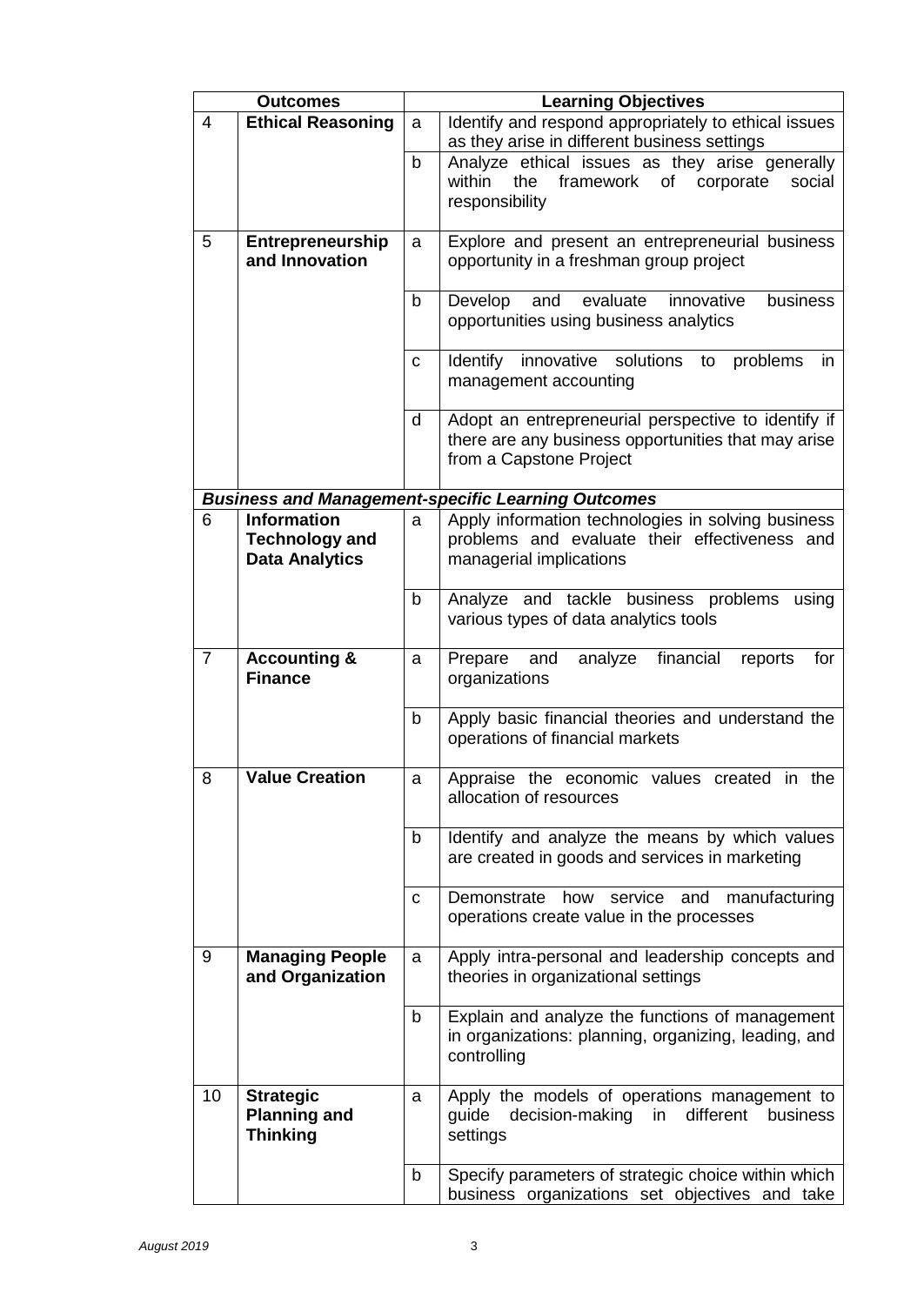| Outcomes | | Learning Objectives | |
|---|---|---|---|
| 4 | **Ethical Reasoning** | a | Identify and respond appropriately to ethical issues as they arise in different business settings |
| | | b | Analyze ethical issues as they arise generally within the framework of corporate social responsibility |
| 5 | **Entrepreneurship and Innovation** | a | Explore and present an entrepreneurial business opportunity in a freshman group project |
| | | b | Develop and evaluate innovative business opportunities using business analytics |
| | | c | Identify innovative solutions to problems in management accounting |
| | | d | Adopt an entrepreneurial perspective to identify if there are any business opportunities that may arise from a Capstone Project |
| ***Business and Management-specific Learning Outcomes*** | | | |
| 6 | **Information Technology and Data Analytics** | a | Apply information technologies in solving business problems and evaluate their effectiveness and managerial implications |
| | | b | Analyze and tackle business problems using various types of data analytics tools |
| 7 | **Accounting & Finance** | a | Prepare and analyze financial reports for organizations |
| | | b | Apply basic financial theories and understand the operations of financial markets |
| 8 | **Value Creation** | a | Appraise the economic values created in the allocation of resources |
| | | b | Identify and analyze the means by which values are created in goods and services in marketing |
| | | c | Demonstrate how service and manufacturing operations create value in the processes |
| 9 | **Managing People and Organization** | a | Apply intra-personal and leadership concepts and theories in organizational settings |
| | | b | Explain and analyze the functions of management in organizations: planning, organizing, leading, and controlling |
| 10 | **Strategic Planning and Thinking** | a | Apply the models of operations management to guide decision-making in different business settings |
| | | b | Specify parameters of strategic choice within which business organizations set objectives and take |

*August 2019*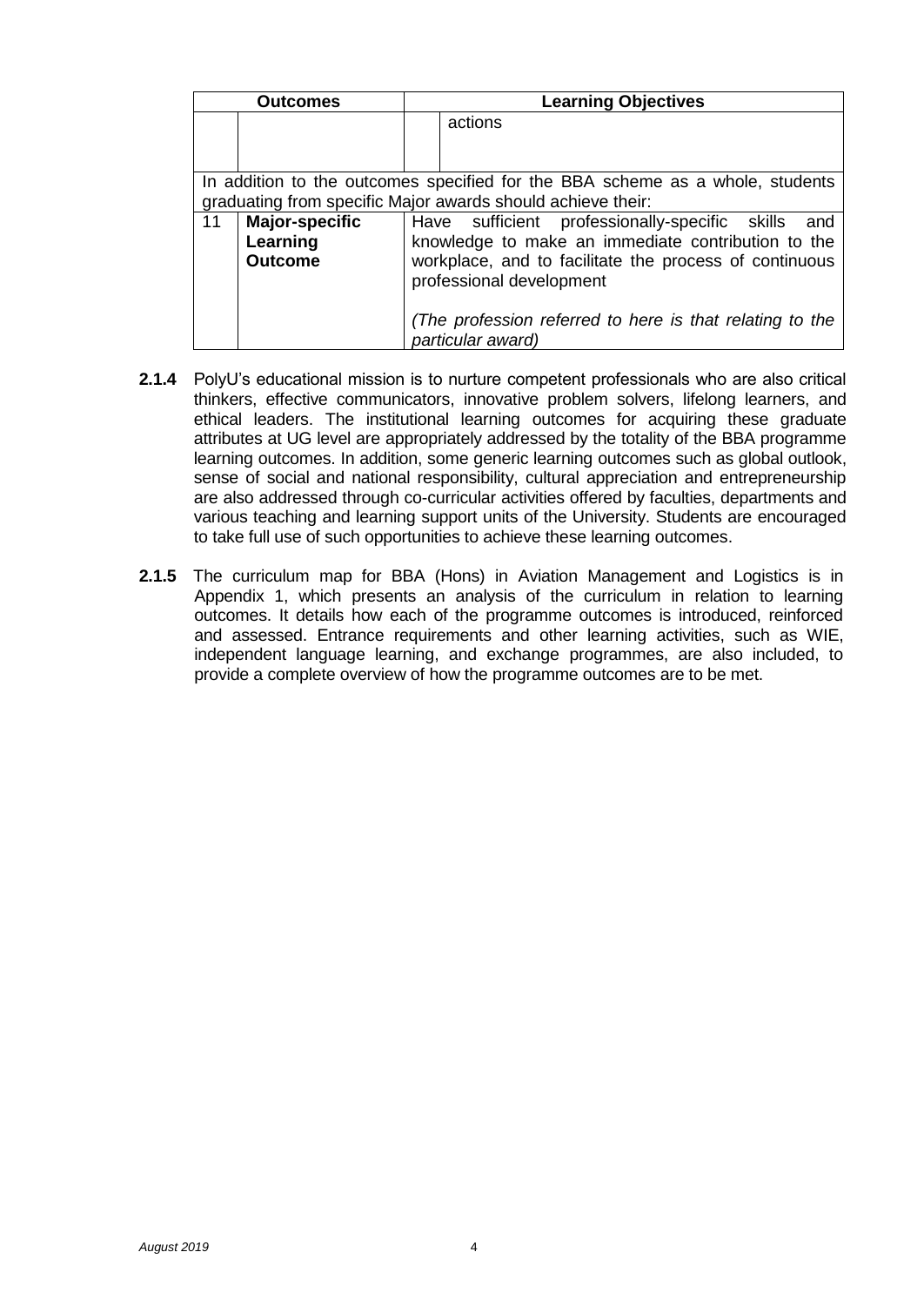| Outcomes | | Learning Objectives | |
|---|---|---|---|
| | | | actions |
| In addition to the outcomes specified for the BBA scheme as a whole, students graduating from specific Major awards should achieve their: | | | |
| 11 | **Major-specific Learning Outcome** | Have sufficient professionally-specific skills and knowledge to make an immediate contribution to the workplace, and to facilitate the process of continuous professional development<br><br>*(The profession referred to here is that relating to the particular award)* | |

**2.1.4** PolyU's educational mission is to nurture competent professionals who are also critical thinkers, effective communicators, innovative problem solvers, lifelong learners, and ethical leaders. The institutional learning outcomes for acquiring these graduate attributes at UG level are appropriately addressed by the totality of the BBA programme learning outcomes. In addition, some generic learning outcomes such as global outlook, sense of social and national responsibility, cultural appreciation and entrepreneurship are also addressed through co-curricular activities offered by faculties, departments and various teaching and learning support units of the University. Students are encouraged to take full use of such opportunities to achieve these learning outcomes.

**2.1.5** The curriculum map for BBA (Hons) in Aviation Management and Logistics is in Appendix 1, which presents an analysis of the curriculum in relation to learning outcomes. It details how each of the programme outcomes is introduced, reinforced and assessed. Entrance requirements and other learning activities, such as WIE, independent language learning, and exchange programmes, are also included, to provide a complete overview of how the programme outcomes are to be met.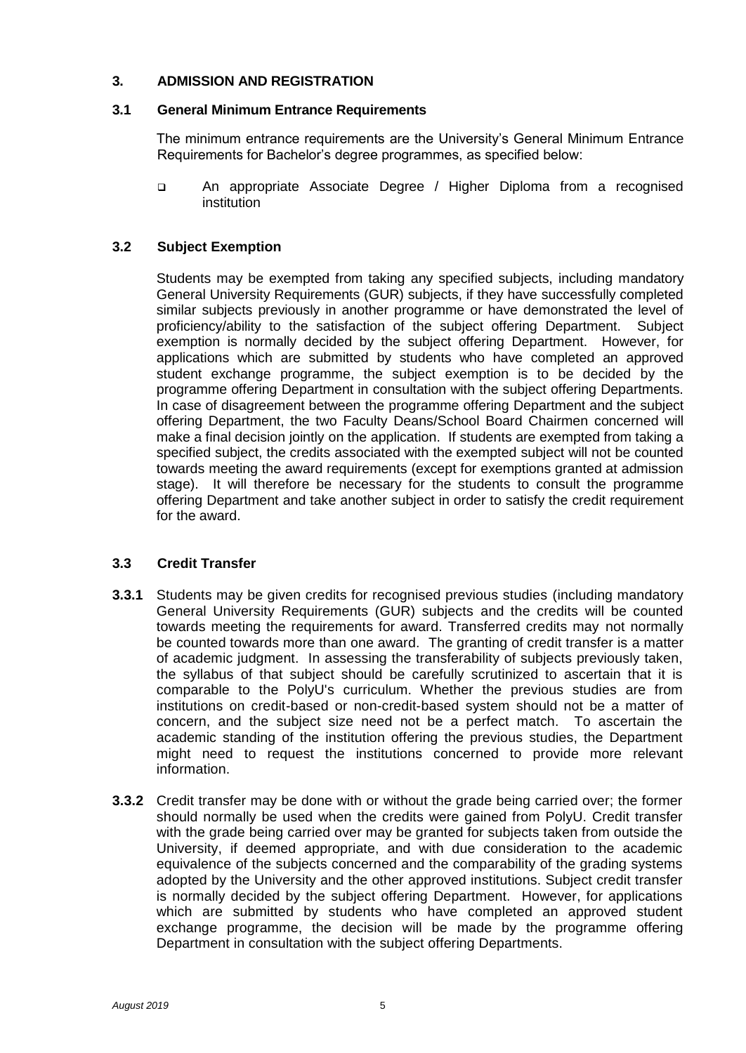## 3. ADMISSION AND REGISTRATION

### 3.1 General Minimum Entrance Requirements

The minimum entrance requirements are the University's General Minimum Entrance Requirements for Bachelor's degree programmes, as specified below:

- An appropriate Associate Degree / Higher Diploma from a recognised institution

### 3.2 Subject Exemption

Students may be exempted from taking any specified subjects, including mandatory General University Requirements (GUR) subjects, if they have successfully completed similar subjects previously in another programme or have demonstrated the level of proficiency/ability to the satisfaction of the subject offering Department. Subject exemption is normally decided by the subject offering Department. However, for applications which are submitted by students who have completed an approved student exchange programme, the subject exemption is to be decided by the programme offering Department in consultation with the subject offering Departments. In case of disagreement between the programme offering Department and the subject offering Department, the two Faculty Deans/School Board Chairmen concerned will make a final decision jointly on the application. If students are exempted from taking a specified subject, the credits associated with the exempted subject will not be counted towards meeting the award requirements (except for exemptions granted at admission stage). It will therefore be necessary for the students to consult the programme offering Department and take another subject in order to satisfy the credit requirement for the award.

### 3.3 Credit Transfer

**3.3.1** Students may be given credits for recognised previous studies (including mandatory General University Requirements (GUR) subjects and the credits will be counted towards meeting the requirements for award. Transferred credits may not normally be counted towards more than one award. The granting of credit transfer is a matter of academic judgment. In assessing the transferability of subjects previously taken, the syllabus of that subject should be carefully scrutinized to ascertain that it is comparable to the PolyU's curriculum. Whether the previous studies are from institutions on credit-based or non-credit-based system should not be a matter of concern, and the subject size need not be a perfect match. To ascertain the academic standing of the institution offering the previous studies, the Department might need to request the institutions concerned to provide more relevant information.

**3.3.2** Credit transfer may be done with or without the grade being carried over; the former should normally be used when the credits were gained from PolyU. Credit transfer with the grade being carried over may be granted for subjects taken from outside the University, if deemed appropriate, and with due consideration to the academic equivalence of the subjects concerned and the comparability of the grading systems adopted by the University and the other approved institutions. Subject credit transfer is normally decided by the subject offering Department. However, for applications which are submitted by students who have completed an approved student exchange programme, the decision will be made by the programme offering Department in consultation with the subject offering Departments.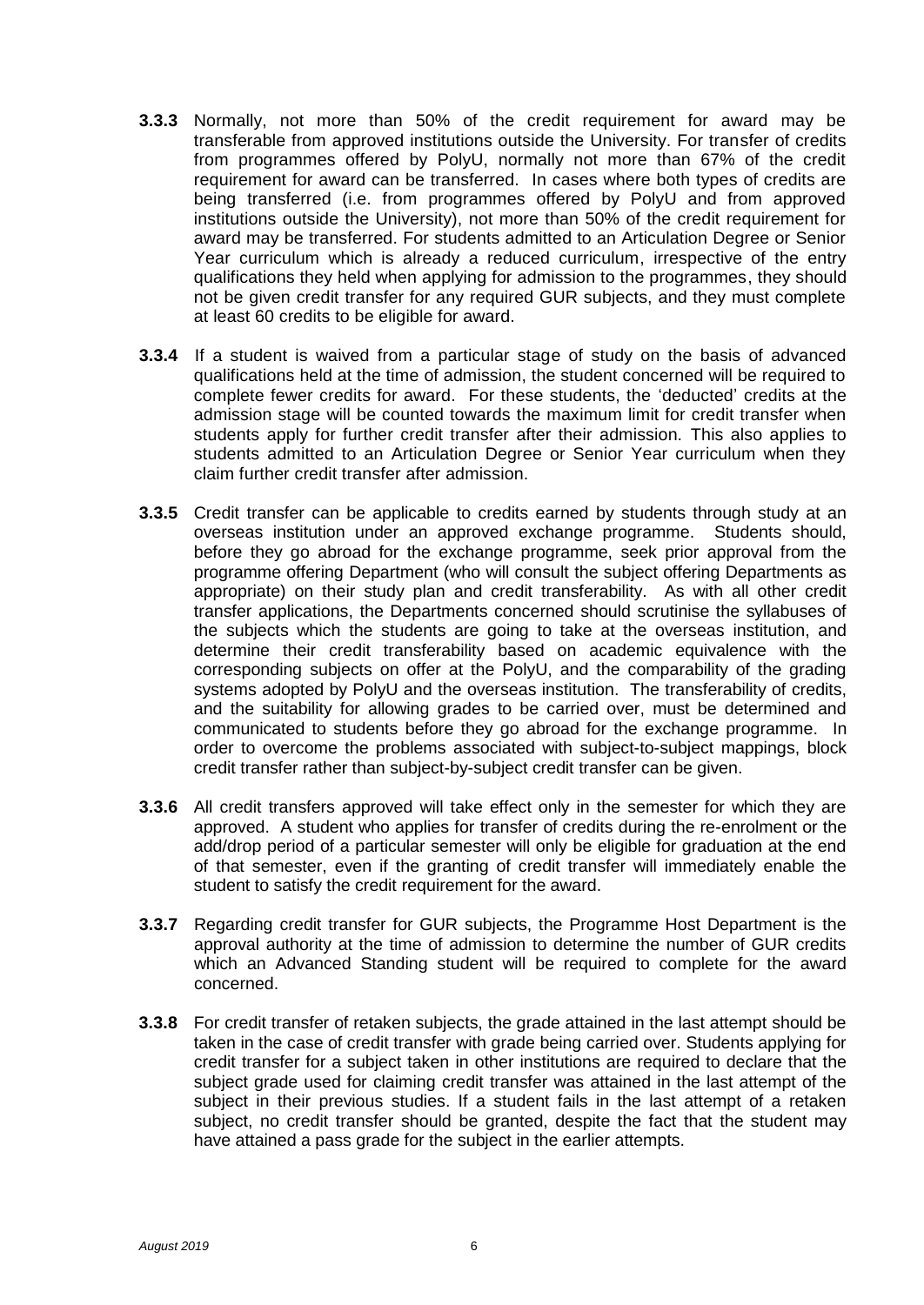**3.3.3** Normally, not more than 50% of the credit requirement for award may be transferable from approved institutions outside the University. For transfer of credits from programmes offered by PolyU, normally not more than 67% of the credit requirement for award can be transferred. In cases where both types of credits are being transferred (i.e. from programmes offered by PolyU and from approved institutions outside the University), not more than 50% of the credit requirement for award may be transferred. For students admitted to an Articulation Degree or Senior Year curriculum which is already a reduced curriculum, irrespective of the entry qualifications they held when applying for admission to the programmes, they should not be given credit transfer for any required GUR subjects, and they must complete at least 60 credits to be eligible for award.

**3.3.4** If a student is waived from a particular stage of study on the basis of advanced qualifications held at the time of admission, the student concerned will be required to complete fewer credits for award. For these students, the 'deducted' credits at the admission stage will be counted towards the maximum limit for credit transfer when students apply for further credit transfer after their admission. This also applies to students admitted to an Articulation Degree or Senior Year curriculum when they claim further credit transfer after admission.

**3.3.5** Credit transfer can be applicable to credits earned by students through study at an overseas institution under an approved exchange programme. Students should, before they go abroad for the exchange programme, seek prior approval from the programme offering Department (who will consult the subject offering Departments as appropriate) on their study plan and credit transferability. As with all other credit transfer applications, the Departments concerned should scrutinise the syllabuses of the subjects which the students are going to take at the overseas institution, and determine their credit transferability based on academic equivalence with the corresponding subjects on offer at the PolyU, and the comparability of the grading systems adopted by PolyU and the overseas institution. The transferability of credits, and the suitability for allowing grades to be carried over, must be determined and communicated to students before they go abroad for the exchange programme. In order to overcome the problems associated with subject-to-subject mappings, block credit transfer rather than subject-by-subject credit transfer can be given.

**3.3.6** All credit transfers approved will take effect only in the semester for which they are approved. A student who applies for transfer of credits during the re-enrolment or the add/drop period of a particular semester will only be eligible for graduation at the end of that semester, even if the granting of credit transfer will immediately enable the student to satisfy the credit requirement for the award.

**3.3.7** Regarding credit transfer for GUR subjects, the Programme Host Department is the approval authority at the time of admission to determine the number of GUR credits which an Advanced Standing student will be required to complete for the award concerned.

**3.3.8** For credit transfer of retaken subjects, the grade attained in the last attempt should be taken in the case of credit transfer with grade being carried over. Students applying for credit transfer for a subject taken in other institutions are required to declare that the subject grade used for claiming credit transfer was attained in the last attempt of the subject in their previous studies. If a student fails in the last attempt of a retaken subject, no credit transfer should be granted, despite the fact that the student may have attained a pass grade for the subject in the earlier attempts.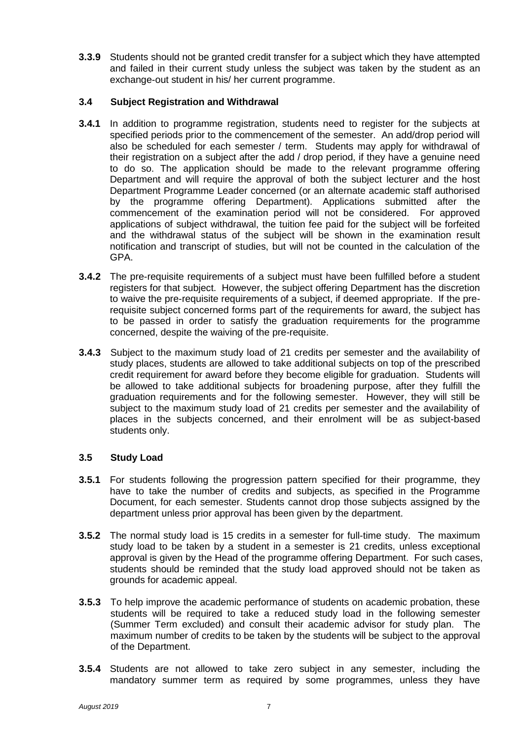**3.3.9** Students should not be granted credit transfer for a subject which they have attempted and failed in their current study unless the subject was taken by the student as an exchange-out student in his/ her current programme.

### 3.4 Subject Registration and Withdrawal

**3.4.1** In addition to programme registration, students need to register for the subjects at specified periods prior to the commencement of the semester. An add/drop period will also be scheduled for each semester / term. Students may apply for withdrawal of their registration on a subject after the add / drop period, if they have a genuine need to do so. The application should be made to the relevant programme offering Department and will require the approval of both the subject lecturer and the host Department Programme Leader concerned (or an alternate academic staff authorised by the programme offering Department). Applications submitted after the commencement of the examination period will not be considered. For approved applications of subject withdrawal, the tuition fee paid for the subject will be forfeited and the withdrawal status of the subject will be shown in the examination result notification and transcript of studies, but will not be counted in the calculation of the GPA.

**3.4.2** The pre-requisite requirements of a subject must have been fulfilled before a student registers for that subject. However, the subject offering Department has the discretion to waive the pre-requisite requirements of a subject, if deemed appropriate. If the pre-requisite subject concerned forms part of the requirements for award, the subject has to be passed in order to satisfy the graduation requirements for the programme concerned, despite the waiving of the pre-requisite.

**3.4.3** Subject to the maximum study load of 21 credits per semester and the availability of study places, students are allowed to take additional subjects on top of the prescribed credit requirement for award before they become eligible for graduation. Students will be allowed to take additional subjects for broadening purpose, after they fulfill the graduation requirements and for the following semester. However, they will still be subject to the maximum study load of 21 credits per semester and the availability of places in the subjects concerned, and their enrolment will be as subject-based students only.

### 3.5 Study Load

**3.5.1** For students following the progression pattern specified for their programme, they have to take the number of credits and subjects, as specified in the Programme Document, for each semester. Students cannot drop those subjects assigned by the department unless prior approval has been given by the department.

**3.5.2** The normal study load is 15 credits in a semester for full-time study. The maximum study load to be taken by a student in a semester is 21 credits, unless exceptional approval is given by the Head of the programme offering Department. For such cases, students should be reminded that the study load approved should not be taken as grounds for academic appeal.

**3.5.3** To help improve the academic performance of students on academic probation, these students will be required to take a reduced study load in the following semester (Summer Term excluded) and consult their academic advisor for study plan. The maximum number of credits to be taken by the students will be subject to the approval of the Department.

**3.5.4** Students are not allowed to take zero subject in any semester, including the mandatory summer term as required by some programmes, unless they have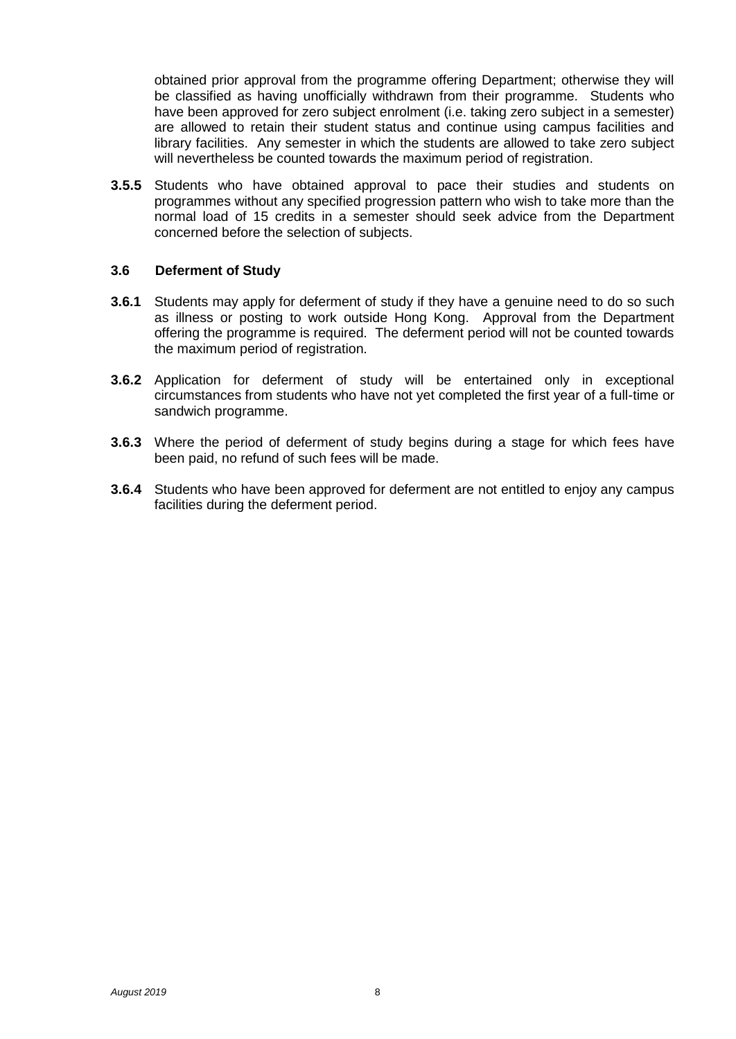obtained prior approval from the programme offering Department; otherwise they will be classified as having unofficially withdrawn from their programme. Students who have been approved for zero subject enrolment (i.e. taking zero subject in a semester) are allowed to retain their student status and continue using campus facilities and library facilities. Any semester in which the students are allowed to take zero subject will nevertheless be counted towards the maximum period of registration.

**3.5.5** Students who have obtained approval to pace their studies and students on programmes without any specified progression pattern who wish to take more than the normal load of 15 credits in a semester should seek advice from the Department concerned before the selection of subjects.

### 3.6 Deferment of Study

**3.6.1** Students may apply for deferment of study if they have a genuine need to do so such as illness or posting to work outside Hong Kong. Approval from the Department offering the programme is required. The deferment period will not be counted towards the maximum period of registration.

**3.6.2** Application for deferment of study will be entertained only in exceptional circumstances from students who have not yet completed the first year of a full-time or sandwich programme.

**3.6.3** Where the period of deferment of study begins during a stage for which fees have been paid, no refund of such fees will be made.

**3.6.4** Students who have been approved for deferment are not entitled to enjoy any campus facilities during the deferment period.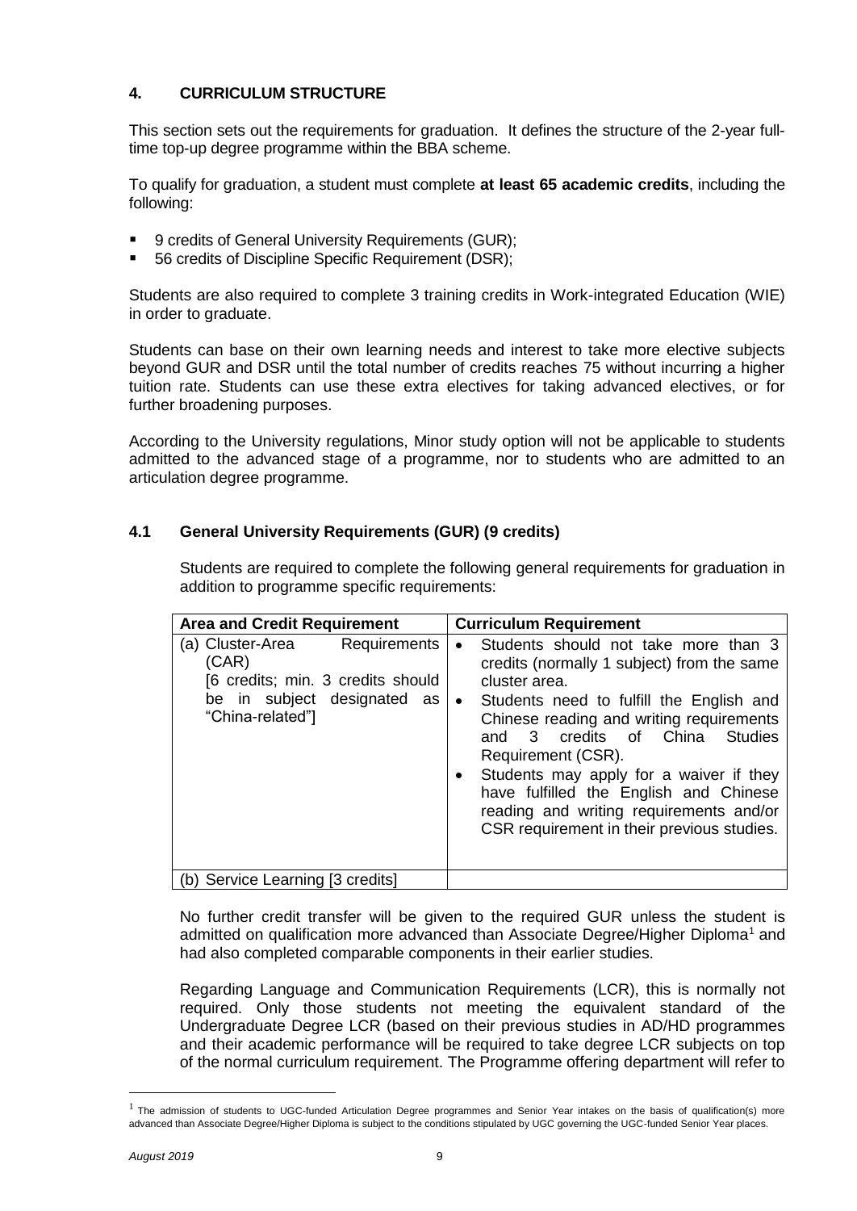## 4. CURRICULUM STRUCTURE

This section sets out the requirements for graduation. It defines the structure of the 2-year full-time top-up degree programme within the BBA scheme.

To qualify for graduation, a student must complete **at least 65 academic credits**, including the following:

- 9 credits of General University Requirements (GUR);
- 56 credits of Discipline Specific Requirement (DSR);

Students are also required to complete 3 training credits in Work-integrated Education (WIE) in order to graduate.

Students can base on their own learning needs and interest to take more elective subjects beyond GUR and DSR until the total number of credits reaches 75 without incurring a higher tuition rate. Students can use these extra electives for taking advanced electives, or for further broadening purposes.

According to the University regulations, Minor study option will not be applicable to students admitted to the advanced stage of a programme, nor to students who are admitted to an articulation degree programme.

### 4.1 General University Requirements (GUR) (9 credits)

Students are required to complete the following general requirements for graduation in addition to programme specific requirements:

| Area and Credit Requirement | Curriculum Requirement |
|---|---|
| (a) Cluster-Area Requirements (CAR) [6 credits; min. 3 credits should be in subject designated as "China-related"] | • Students should not take more than 3 credits (normally 1 subject) from the same cluster area.<br>• Students need to fulfill the English and Chinese reading and writing requirements and 3 credits of China Studies Requirement (CSR).<br>• Students may apply for a waiver if they have fulfilled the English and Chinese reading and writing requirements and/or CSR requirement in their previous studies. |
| (b) Service Learning [3 credits] | |

No further credit transfer will be given to the required GUR unless the student is admitted on qualification more advanced than Associate Degree/Higher Diploma[1] and had also completed comparable components in their earlier studies.

Regarding Language and Communication Requirements (LCR), this is normally not required. Only those students not meeting the equivalent standard of the Undergraduate Degree LCR (based on their previous studies in AD/HD programmes and their academic performance will be required to take degree LCR subjects on top of the normal curriculum requirement. The Programme offering department will refer to

[1] The admission of students to UGC-funded Articulation Degree programmes and Senior Year intakes on the basis of qualification(s) more advanced than Associate Degree/Higher Diploma is subject to the conditions stipulated by UGC governing the UGC-funded Senior Year places.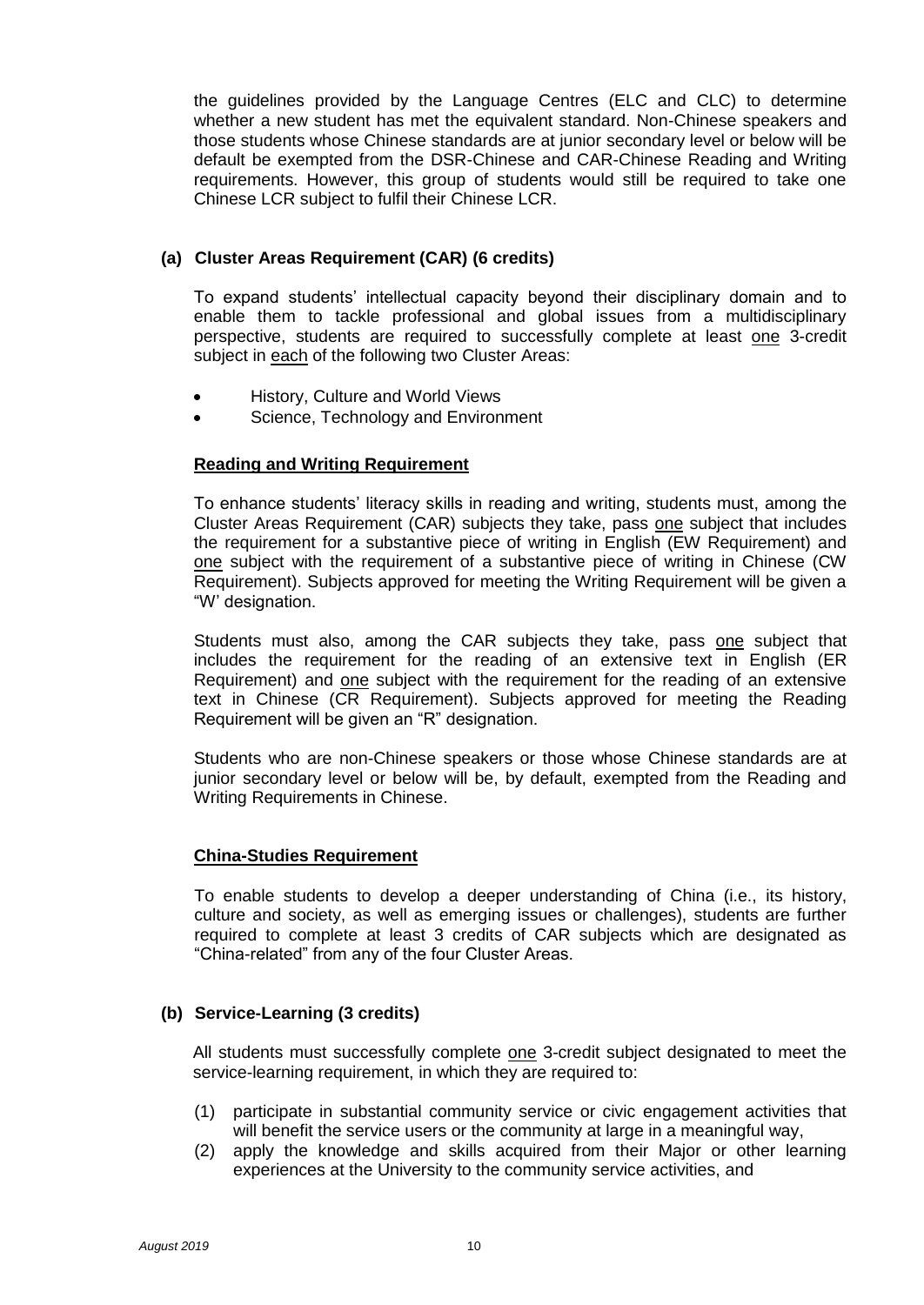the guidelines provided by the Language Centres (ELC and CLC) to determine whether a new student has met the equivalent standard. Non-Chinese speakers and those students whose Chinese standards are at junior secondary level or below will be default be exempted from the DSR-Chinese and CAR-Chinese Reading and Writing requirements. However, this group of students would still be required to take one Chinese LCR subject to fulfil their Chinese LCR.

### (a) Cluster Areas Requirement (CAR) (6 credits)

To expand students' intellectual capacity beyond their disciplinary domain and to enable them to tackle professional and global issues from a multidisciplinary perspective, students are required to successfully complete at least one 3-credit subject in each of the following two Cluster Areas:

- History, Culture and World Views
- Science, Technology and Environment

#### Reading and Writing Requirement

To enhance students' literacy skills in reading and writing, students must, among the Cluster Areas Requirement (CAR) subjects they take, pass one subject that includes the requirement for a substantive piece of writing in English (EW Requirement) and one subject with the requirement of a substantive piece of writing in Chinese (CW Requirement). Subjects approved for meeting the Writing Requirement will be given a "W' designation.

Students must also, among the CAR subjects they take, pass one subject that includes the requirement for the reading of an extensive text in English (ER Requirement) and one subject with the requirement for the reading of an extensive text in Chinese (CR Requirement). Subjects approved for meeting the Reading Requirement will be given an "R" designation.

Students who are non-Chinese speakers or those whose Chinese standards are at junior secondary level or below will be, by default, exempted from the Reading and Writing Requirements in Chinese.

#### China-Studies Requirement

To enable students to develop a deeper understanding of China (i.e., its history, culture and society, as well as emerging issues or challenges), students are further required to complete at least 3 credits of CAR subjects which are designated as "China-related" from any of the four Cluster Areas.

### (b) Service-Learning (3 credits)

All students must successfully complete one 3-credit subject designated to meet the service-learning requirement, in which they are required to:

(1) participate in substantial community service or civic engagement activities that will benefit the service users or the community at large in a meaningful way,
(2) apply the knowledge and skills acquired from their Major or other learning experiences at the University to the community service activities, and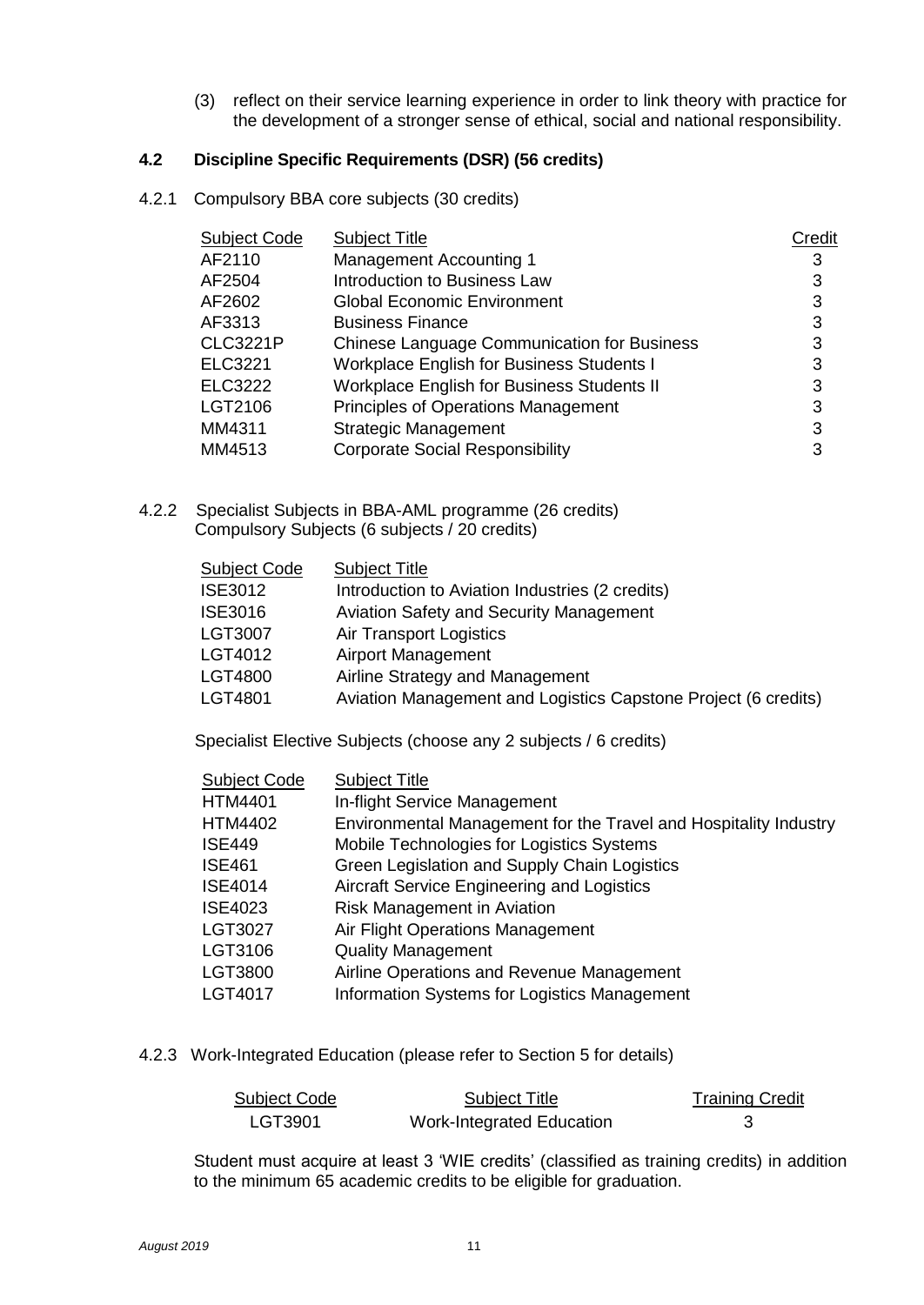(3) reflect on their service learning experience in order to link theory with practice for the development of a stronger sense of ethical, social and national responsibility.

### 4.2 Discipline Specific Requirements (DSR) (56 credits)

4.2.1 Compulsory BBA core subjects (30 credits)

| Subject Code | Subject Title | Credit |
|---|---|---|
| AF2110 | Management Accounting 1 | 3 |
| AF2504 | Introduction to Business Law | 3 |
| AF2602 | Global Economic Environment | 3 |
| AF3313 | Business Finance | 3 |
| CLC3221P | Chinese Language Communication for Business | 3 |
| ELC3221 | Workplace English for Business Students I | 3 |
| ELC3222 | Workplace English for Business Students II | 3 |
| LGT2106 | Principles of Operations Management | 3 |
| MM4311 | Strategic Management | 3 |
| MM4513 | Corporate Social Responsibility | 3 |

4.2.2 Specialist Subjects in BBA-AML programme (26 credits)
Compulsory Subjects (6 subjects / 20 credits)

| Subject Code | Subject Title |
|---|---|
| ISE3012 | Introduction to Aviation Industries (2 credits) |
| ISE3016 | Aviation Safety and Security Management |
| LGT3007 | Air Transport Logistics |
| LGT4012 | Airport Management |
| LGT4800 | Airline Strategy and Management |
| LGT4801 | Aviation Management and Logistics Capstone Project (6 credits) |

Specialist Elective Subjects (choose any 2 subjects / 6 credits)

| Subject Code | Subject Title |
|---|---|
| HTM4401 | In-flight Service Management |
| HTM4402 | Environmental Management for the Travel and Hospitality Industry |
| ISE449 | Mobile Technologies for Logistics Systems |
| ISE461 | Green Legislation and Supply Chain Logistics |
| ISE4014 | Aircraft Service Engineering and Logistics |
| ISE4023 | Risk Management in Aviation |
| LGT3027 | Air Flight Operations Management |
| LGT3106 | Quality Management |
| LGT3800 | Airline Operations and Revenue Management |
| LGT4017 | Information Systems for Logistics Management |

4.2.3 Work-Integrated Education (please refer to Section 5 for details)

| Subject Code | Subject Title | Training Credit |
|---|---|---|
| LGT3901 | Work-Integrated Education | 3 |

Student must acquire at least 3 'WIE credits' (classified as training credits) in addition to the minimum 65 academic credits to be eligible for graduation.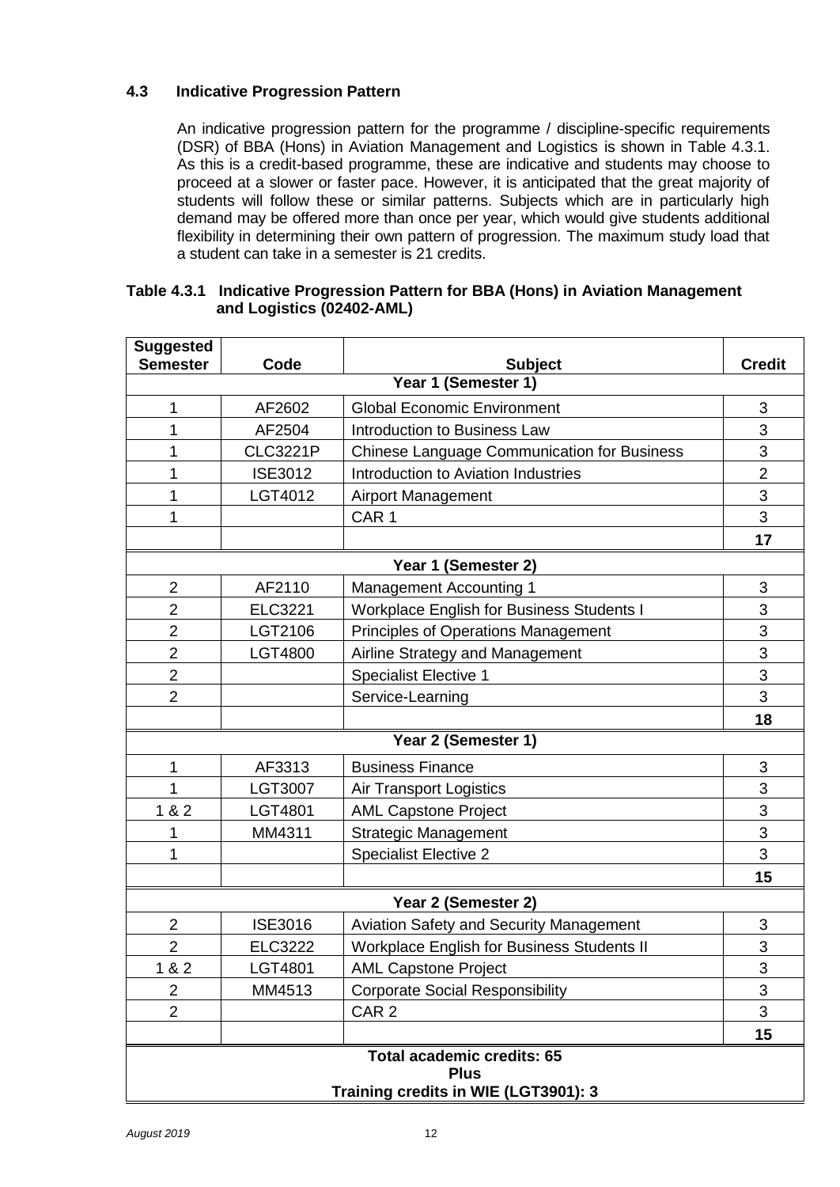### 4.3 Indicative Progression Pattern

An indicative progression pattern for the programme / discipline-specific requirements (DSR) of BBA (Hons) in Aviation Management and Logistics is shown in Table 4.3.1. As this is a credit-based programme, these are indicative and students may choose to proceed at a slower or faster pace. However, it is anticipated that the great majority of students will follow these or similar patterns. Subjects which are in particularly high demand may be offered more than once per year, which would give students additional flexibility in determining their own pattern of progression. The maximum study load that a student can take in a semester is 21 credits.

**Table 4.3.1 Indicative Progression Pattern for BBA (Hons) in Aviation Management and Logistics (02402-AML)**

| Suggested Semester | Code | Subject | Credit |
|---|---|---|---|
| | | **Year 1 (Semester 1)** | |
| 1 | AF2602 | Global Economic Environment | 3 |
| 1 | AF2504 | Introduction to Business Law | 3 |
| 1 | CLC3221P | Chinese Language Communication for Business | 3 |
| 1 | ISE3012 | Introduction to Aviation Industries | 2 |
| 1 | LGT4012 | Airport Management | 3 |
| 1 | | CAR 1 | 3 |
| | | | **17** |
| | | **Year 1 (Semester 2)** | |
| 2 | AF2110 | Management Accounting 1 | 3 |
| 2 | ELC3221 | Workplace English for Business Students I | 3 |
| 2 | LGT2106 | Principles of Operations Management | 3 |
| 2 | LGT4800 | Airline Strategy and Management | 3 |
| 2 | | Specialist Elective 1 | 3 |
| 2 | | Service-Learning | 3 |
| | | | **18** |
| | | **Year 2 (Semester 1)** | |
| 1 | AF3313 | Business Finance | 3 |
| 1 | LGT3007 | Air Transport Logistics | 3 |
| 1 & 2 | LGT4801 | AML Capstone Project | 3 |
| 1 | MM4311 | Strategic Management | 3 |
| 1 | | Specialist Elective 2 | 3 |
| | | | **15** |
| | | **Year 2 (Semester 2)** | |
| 2 | ISE3016 | Aviation Safety and Security Management | 3 |
| 2 | ELC3222 | Workplace English for Business Students II | 3 |
| 1 & 2 | LGT4801 | AML Capstone Project | 3 |
| 2 | MM4513 | Corporate Social Responsibility | 3 |
| 2 | | CAR 2 | 3 |
| | | | **15** |
| | | **Total academic credits: 65**<br>**Plus**<br>**Training credits in WIE (LGT3901): 3** | |

*August 2019*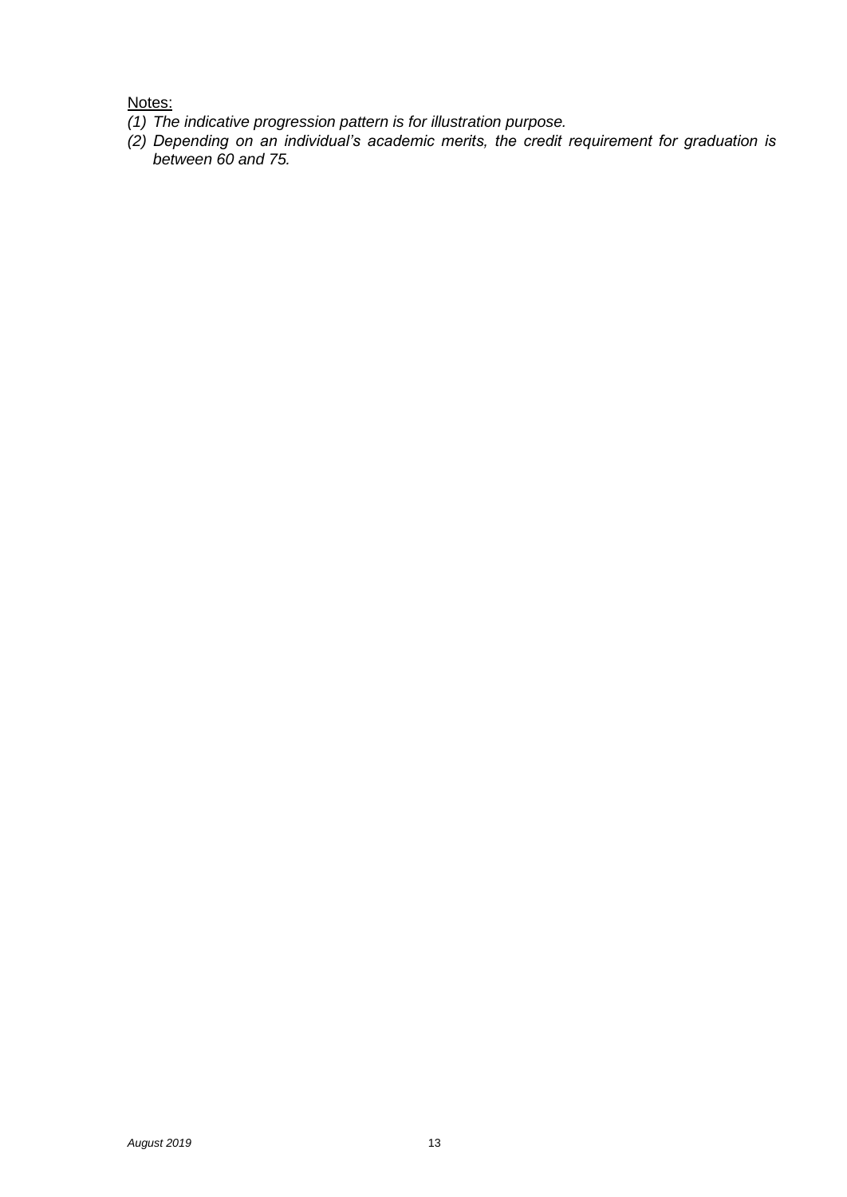Notes:

*(1) The indicative progression pattern is for illustration purpose.*

*(2) Depending on an individual's academic merits, the credit requirement for graduation is between 60 and 75.*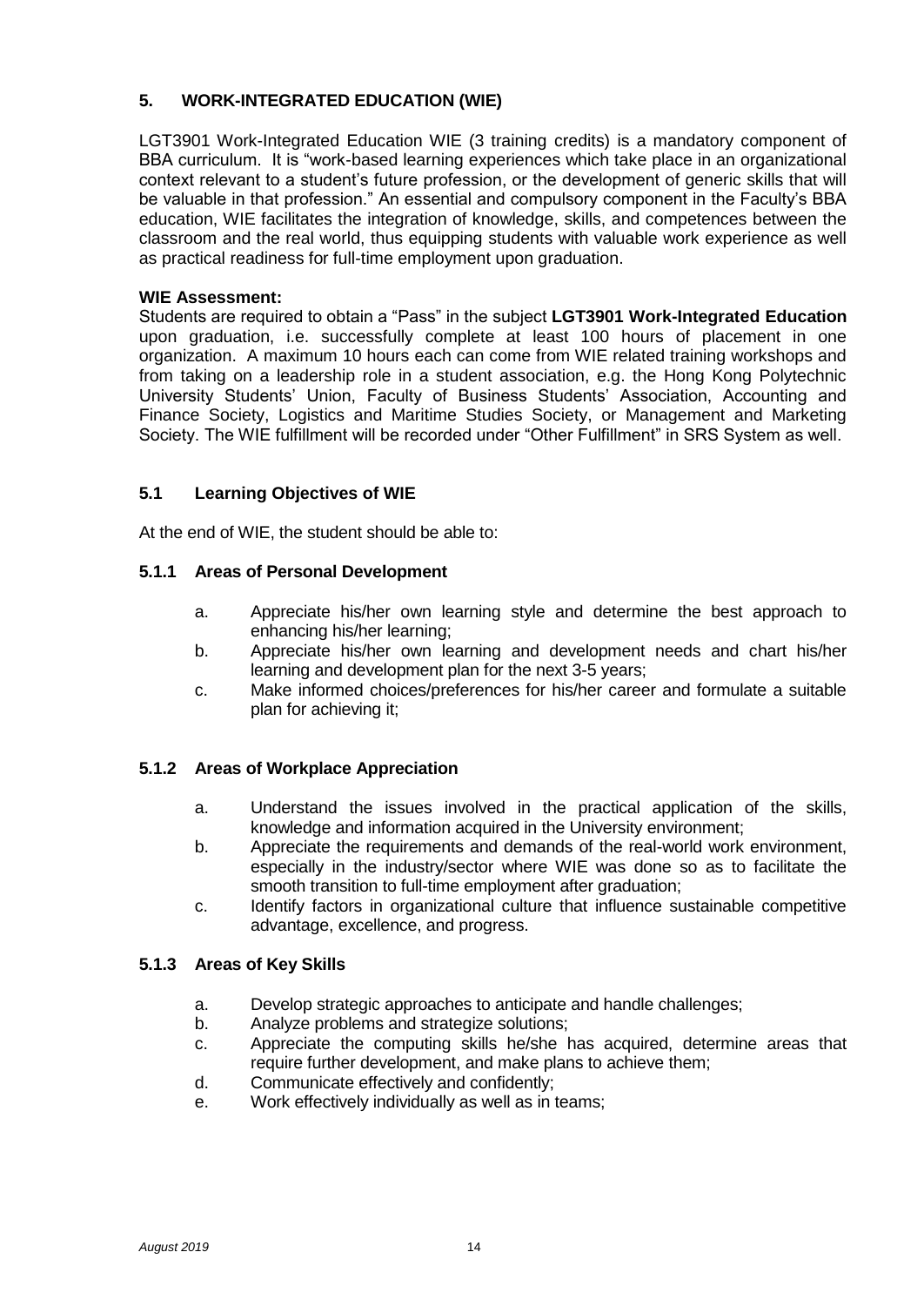## 5. WORK-INTEGRATED EDUCATION (WIE)

LGT3901 Work-Integrated Education WIE (3 training credits) is a mandatory component of BBA curriculum. It is "work-based learning experiences which take place in an organizational context relevant to a student's future profession, or the development of generic skills that will be valuable in that profession." An essential and compulsory component in the Faculty's BBA education, WIE facilitates the integration of knowledge, skills, and competences between the classroom and the real world, thus equipping students with valuable work experience as well as practical readiness for full-time employment upon graduation.

**WIE Assessment:**
Students are required to obtain a "Pass" in the subject **LGT3901 Work-Integrated Education** upon graduation, i.e. successfully complete at least 100 hours of placement in one organization. A maximum 10 hours each can come from WIE related training workshops and from taking on a leadership role in a student association, e.g. the Hong Kong Polytechnic University Students' Union, Faculty of Business Students' Association, Accounting and Finance Society, Logistics and Maritime Studies Society, or Management and Marketing Society. The WIE fulfillment will be recorded under "Other Fulfillment" in SRS System as well.

### 5.1 Learning Objectives of WIE

At the end of WIE, the student should be able to:

#### 5.1.1 Areas of Personal Development

a. Appreciate his/her own learning style and determine the best approach to enhancing his/her learning;
b. Appreciate his/her own learning and development needs and chart his/her learning and development plan for the next 3-5 years;
c. Make informed choices/preferences for his/her career and formulate a suitable plan for achieving it;

#### 5.1.2 Areas of Workplace Appreciation

a. Understand the issues involved in the practical application of the skills, knowledge and information acquired in the University environment;
b. Appreciate the requirements and demands of the real-world work environment, especially in the industry/sector where WIE was done so as to facilitate the smooth transition to full-time employment after graduation;
c. Identify factors in organizational culture that influence sustainable competitive advantage, excellence, and progress.

#### 5.1.3 Areas of Key Skills

a. Develop strategic approaches to anticipate and handle challenges;
b. Analyze problems and strategize solutions;
c. Appreciate the computing skills he/she has acquired, determine areas that require further development, and make plans to achieve them;
d. Communicate effectively and confidently;
e. Work effectively individually as well as in teams;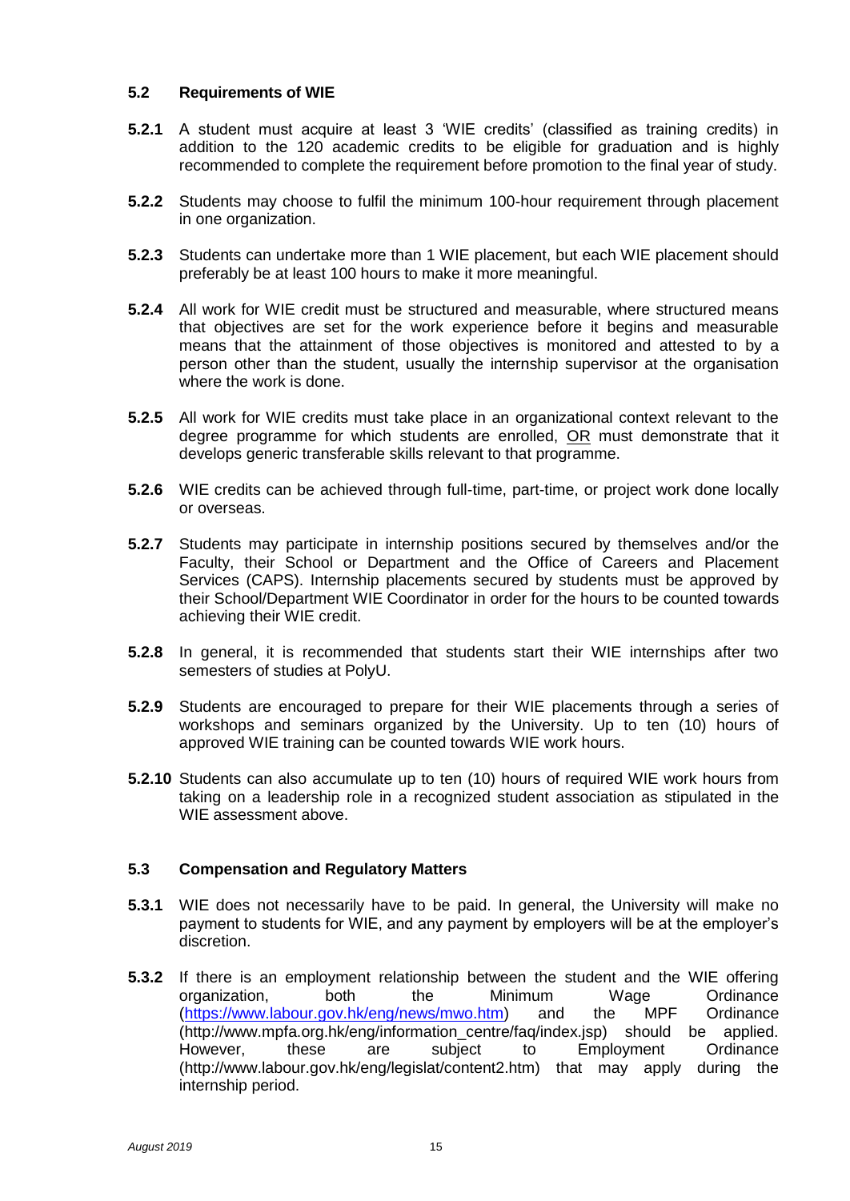### 5.2 Requirements of WIE

**5.2.1** A student must acquire at least 3 'WIE credits' (classified as training credits) in addition to the 120 academic credits to be eligible for graduation and is highly recommended to complete the requirement before promotion to the final year of study.

**5.2.2** Students may choose to fulfil the minimum 100-hour requirement through placement in one organization.

**5.2.3** Students can undertake more than 1 WIE placement, but each WIE placement should preferably be at least 100 hours to make it more meaningful.

**5.2.4** All work for WIE credit must be structured and measurable, where structured means that objectives are set for the work experience before it begins and measurable means that the attainment of those objectives is monitored and attested to by a person other than the student, usually the internship supervisor at the organisation where the work is done.

**5.2.5** All work for WIE credits must take place in an organizational context relevant to the degree programme for which students are enrolled, OR must demonstrate that it develops generic transferable skills relevant to that programme.

**5.2.6** WIE credits can be achieved through full-time, part-time, or project work done locally or overseas.

**5.2.7** Students may participate in internship positions secured by themselves and/or the Faculty, their School or Department and the Office of Careers and Placement Services (CAPS). Internship placements secured by students must be approved by their School/Department WIE Coordinator in order for the hours to be counted towards achieving their WIE credit.

**5.2.8** In general, it is recommended that students start their WIE internships after two semesters of studies at PolyU.

**5.2.9** Students are encouraged to prepare for their WIE placements through a series of workshops and seminars organized by the University. Up to ten (10) hours of approved WIE training can be counted towards WIE work hours.

**5.2.10** Students can also accumulate up to ten (10) hours of required WIE work hours from taking on a leadership role in a recognized student association as stipulated in the WIE assessment above.

### 5.3 Compensation and Regulatory Matters

**5.3.1** WIE does not necessarily have to be paid. In general, the University will make no payment to students for WIE, and any payment by employers will be at the employer's discretion.

**5.3.2** If there is an employment relationship between the student and the WIE offering organization, both the Minimum Wage Ordinance (https://www.labour.gov.hk/eng/news/mwo.htm) and the MPF Ordinance (http://www.mpfa.org.hk/eng/information_centre/faq/index.jsp) should be applied. However, these are subject to Employment Ordinance (http://www.labour.gov.hk/eng/legislat/content2.htm) that may apply during the internship period.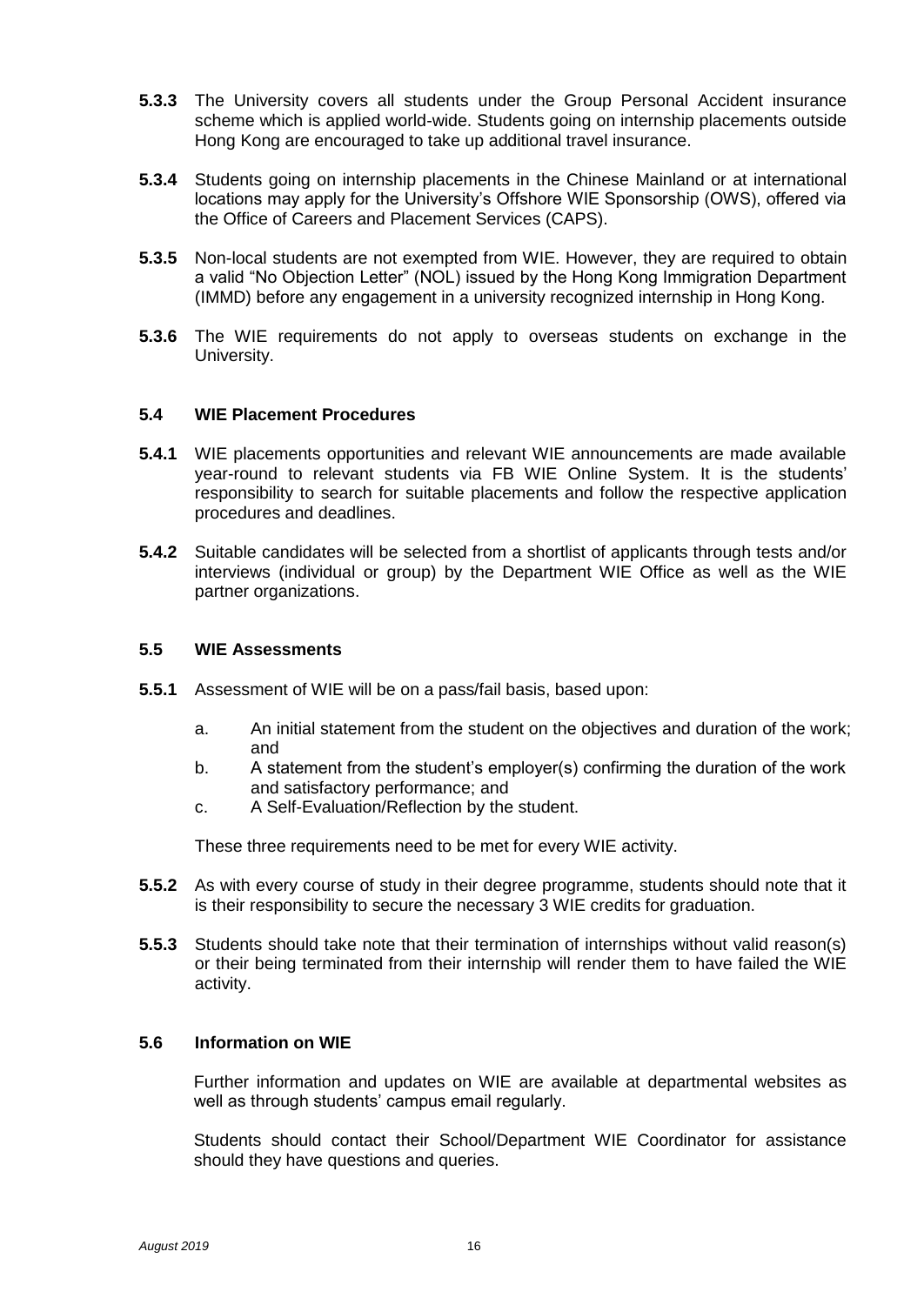**5.3.3** The University covers all students under the Group Personal Accident insurance scheme which is applied world-wide. Students going on internship placements outside Hong Kong are encouraged to take up additional travel insurance.

**5.3.4** Students going on internship placements in the Chinese Mainland or at international locations may apply for the University's Offshore WIE Sponsorship (OWS), offered via the Office of Careers and Placement Services (CAPS).

**5.3.5** Non-local students are not exempted from WIE. However, they are required to obtain a valid "No Objection Letter" (NOL) issued by the Hong Kong Immigration Department (IMMD) before any engagement in a university recognized internship in Hong Kong.

**5.3.6** The WIE requirements do not apply to overseas students on exchange in the University.

### 5.4 WIE Placement Procedures

**5.4.1** WIE placements opportunities and relevant WIE announcements are made available year-round to relevant students via FB WIE Online System. It is the students' responsibility to search for suitable placements and follow the respective application procedures and deadlines.

**5.4.2** Suitable candidates will be selected from a shortlist of applicants through tests and/or interviews (individual or group) by the Department WIE Office as well as the WIE partner organizations.

### 5.5 WIE Assessments

**5.5.1** Assessment of WIE will be on a pass/fail basis, based upon:

a. An initial statement from the student on the objectives and duration of the work; and
b. A statement from the student's employer(s) confirming the duration of the work and satisfactory performance; and
c. A Self-Evaluation/Reflection by the student.

These three requirements need to be met for every WIE activity.

**5.5.2** As with every course of study in their degree programme, students should note that it is their responsibility to secure the necessary 3 WIE credits for graduation.

**5.5.3** Students should take note that their termination of internships without valid reason(s) or their being terminated from their internship will render them to have failed the WIE activity.

### 5.6 Information on WIE

Further information and updates on WIE are available at departmental websites as well as through students' campus email regularly.

Students should contact their School/Department WIE Coordinator for assistance should they have questions and queries.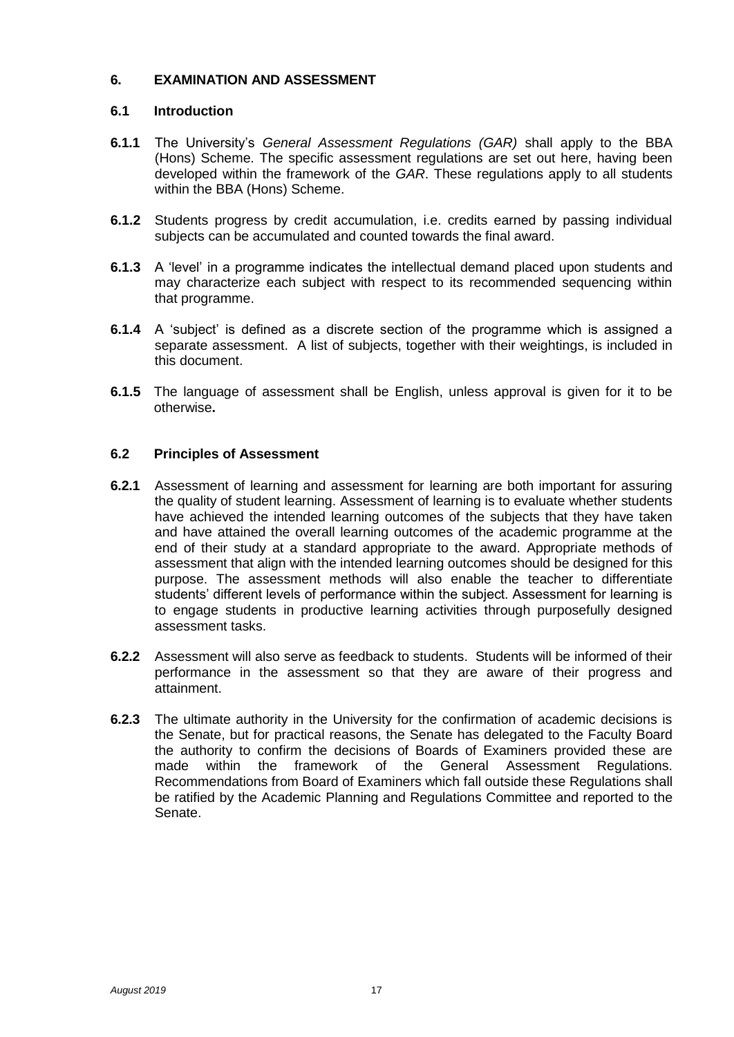## 6. EXAMINATION AND ASSESSMENT

### 6.1 Introduction

**6.1.1** The University's *General Assessment Regulations (GAR)* shall apply to the BBA (Hons) Scheme. The specific assessment regulations are set out here, having been developed within the framework of the *GAR*. These regulations apply to all students within the BBA (Hons) Scheme.

**6.1.2** Students progress by credit accumulation, i.e. credits earned by passing individual subjects can be accumulated and counted towards the final award.

**6.1.3** A 'level' in a programme indicates the intellectual demand placed upon students and may characterize each subject with respect to its recommended sequencing within that programme.

**6.1.4** A 'subject' is defined as a discrete section of the programme which is assigned a separate assessment. A list of subjects, together with their weightings, is included in this document.

**6.1.5** The language of assessment shall be English, unless approval is given for it to be otherwise**.**

### 6.2 Principles of Assessment

**6.2.1** Assessment of learning and assessment for learning are both important for assuring the quality of student learning. Assessment of learning is to evaluate whether students have achieved the intended learning outcomes of the subjects that they have taken and have attained the overall learning outcomes of the academic programme at the end of their study at a standard appropriate to the award. Appropriate methods of assessment that align with the intended learning outcomes should be designed for this purpose. The assessment methods will also enable the teacher to differentiate students' different levels of performance within the subject. Assessment for learning is to engage students in productive learning activities through purposefully designed assessment tasks.

**6.2.2** Assessment will also serve as feedback to students. Students will be informed of their performance in the assessment so that they are aware of their progress and attainment.

**6.2.3** The ultimate authority in the University for the confirmation of academic decisions is the Senate, but for practical reasons, the Senate has delegated to the Faculty Board the authority to confirm the decisions of Boards of Examiners provided these are made within the framework of the General Assessment Regulations. Recommendations from Board of Examiners which fall outside these Regulations shall be ratified by the Academic Planning and Regulations Committee and reported to the Senate.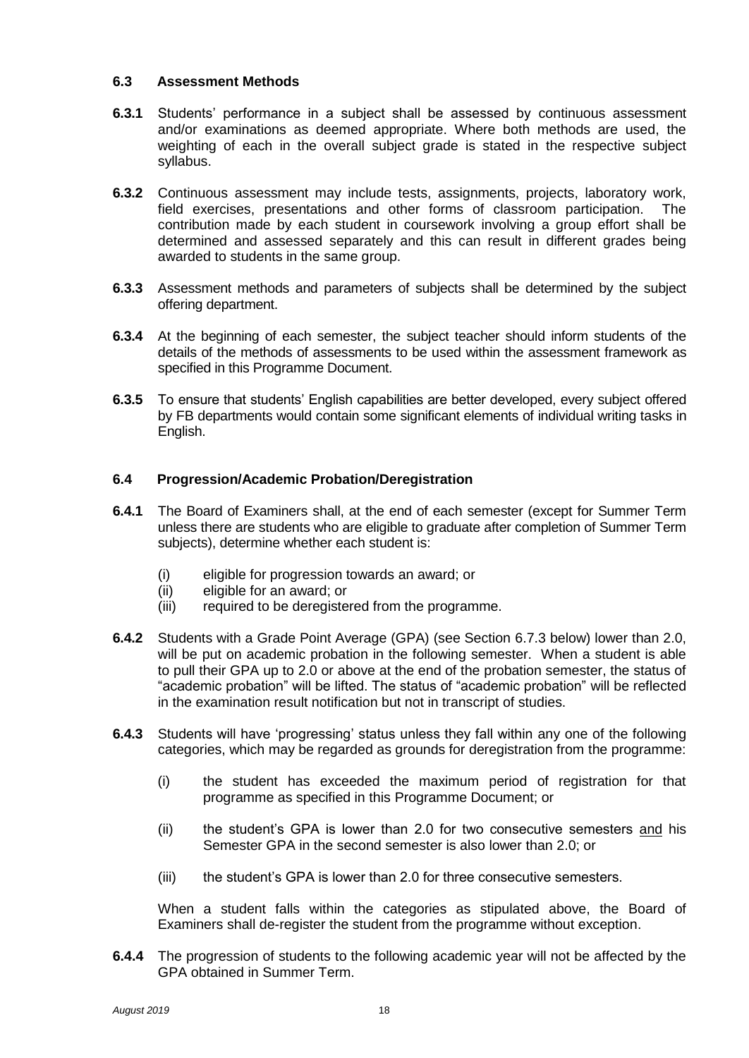### 6.3 Assessment Methods

**6.3.1** Students' performance in a subject shall be assessed by continuous assessment and/or examinations as deemed appropriate. Where both methods are used, the weighting of each in the overall subject grade is stated in the respective subject syllabus.

**6.3.2** Continuous assessment may include tests, assignments, projects, laboratory work, field exercises, presentations and other forms of classroom participation. The contribution made by each student in coursework involving a group effort shall be determined and assessed separately and this can result in different grades being awarded to students in the same group.

**6.3.3** Assessment methods and parameters of subjects shall be determined by the subject offering department.

**6.3.4** At the beginning of each semester, the subject teacher should inform students of the details of the methods of assessments to be used within the assessment framework as specified in this Programme Document.

**6.3.5** To ensure that students' English capabilities are better developed, every subject offered by FB departments would contain some significant elements of individual writing tasks in English.

### 6.4 Progression/Academic Probation/Deregistration

**6.4.1** The Board of Examiners shall, at the end of each semester (except for Summer Term unless there are students who are eligible to graduate after completion of Summer Term subjects), determine whether each student is:

- (i) eligible for progression towards an award; or
- (ii) eligible for an award; or
- (iii) required to be deregistered from the programme.

**6.4.2** Students with a Grade Point Average (GPA) (see Section 6.7.3 below) lower than 2.0, will be put on academic probation in the following semester. When a student is able to pull their GPA up to 2.0 or above at the end of the probation semester, the status of "academic probation" will be lifted. The status of "academic probation" will be reflected in the examination result notification but not in transcript of studies.

**6.4.3** Students will have 'progressing' status unless they fall within any one of the following categories, which may be regarded as grounds for deregistration from the programme:

- (i) the student has exceeded the maximum period of registration for that programme as specified in this Programme Document; or
- (ii) the student's GPA is lower than 2.0 for two consecutive semesters <u>and</u> his Semester GPA in the second semester is also lower than 2.0; or
- (iii) the student's GPA is lower than 2.0 for three consecutive semesters.

When a student falls within the categories as stipulated above, the Board of Examiners shall de-register the student from the programme without exception.

**6.4.4** The progression of students to the following academic year will not be affected by the GPA obtained in Summer Term.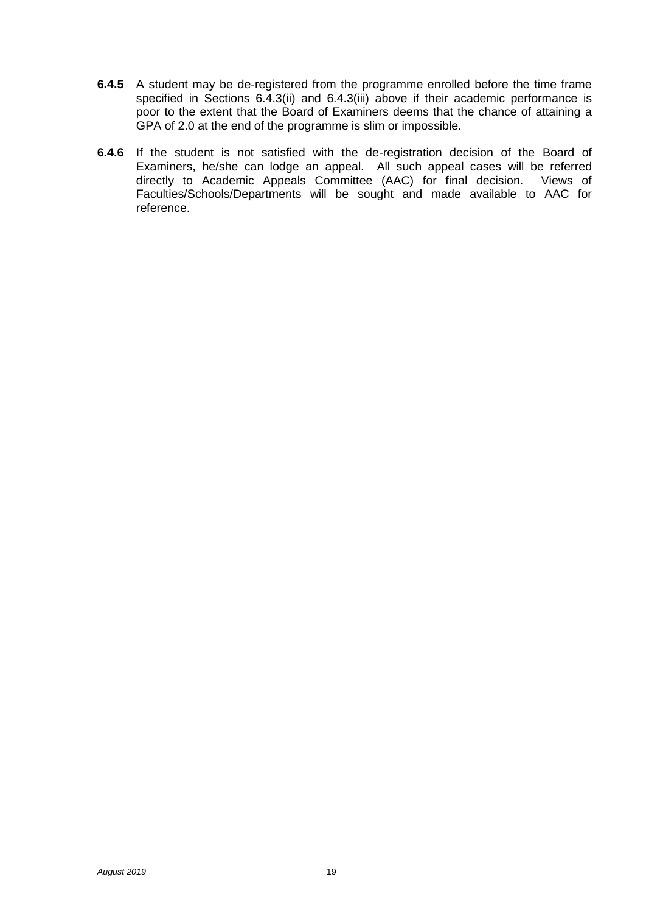**6.4.5** A student may be de-registered from the programme enrolled before the time frame specified in Sections 6.4.3(ii) and 6.4.3(iii) above if their academic performance is poor to the extent that the Board of Examiners deems that the chance of attaining a GPA of 2.0 at the end of the programme is slim or impossible.

**6.4.6** If the student is not satisfied with the de-registration decision of the Board of Examiners, he/she can lodge an appeal. All such appeal cases will be referred directly to Academic Appeals Committee (AAC) for final decision. Views of Faculties/Schools/Departments will be sought and made available to AAC for reference.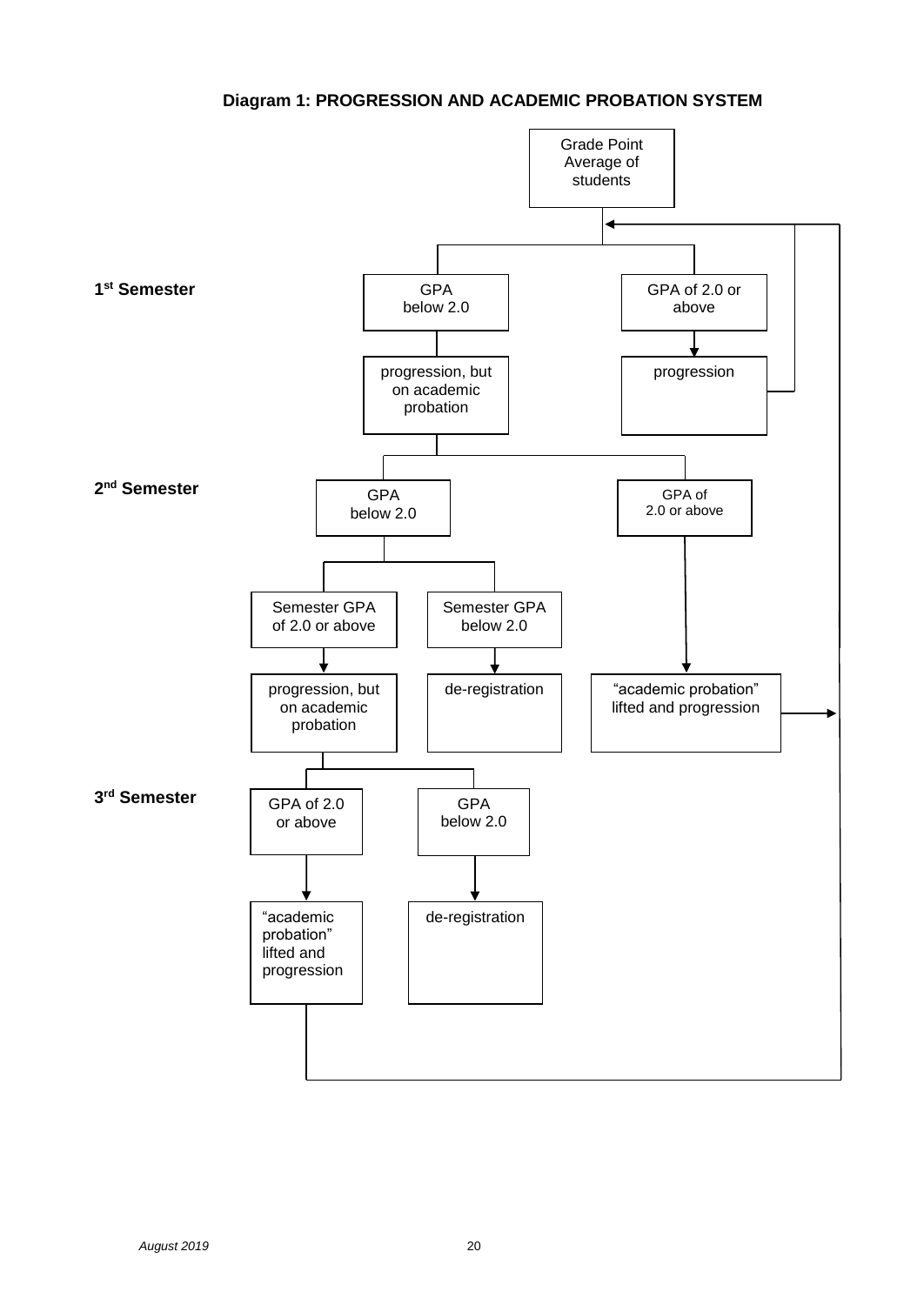**Diagram 1: PROGRESSION AND ACADEMIC PROBATION SYSTEM**

Grade Point Average of students

**1st Semester**

- GPA below 2.0 → progression, but on academic probation
- GPA of 2.0 or above → progression

**2nd Semester**

- GPA below 2.0
  - Semester GPA of 2.0 or above → progression, but on academic probation
  - Semester GPA below 2.0 → de-registration
- GPA of 2.0 or above → "academic probation" lifted and progression

**3rd Semester**

- GPA of 2.0 or above → "academic probation" lifted and progression
- GPA below 2.0 → de-registration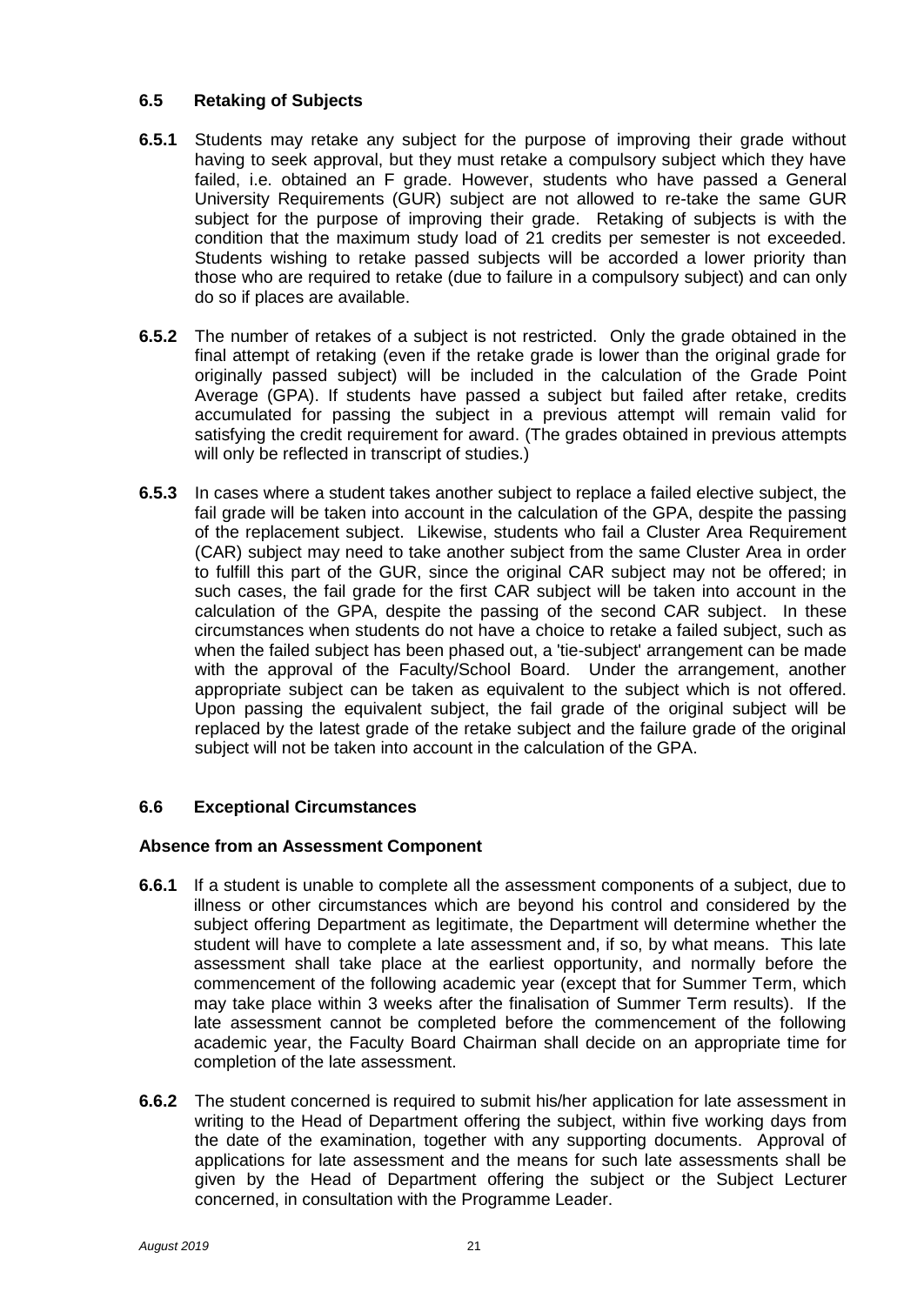## 6.5 Retaking of Subjects

**6.5.1** Students may retake any subject for the purpose of improving their grade without having to seek approval, but they must retake a compulsory subject which they have failed, i.e. obtained an F grade. However, students who have passed a General University Requirements (GUR) subject are not allowed to re-take the same GUR subject for the purpose of improving their grade. Retaking of subjects is with the condition that the maximum study load of 21 credits per semester is not exceeded. Students wishing to retake passed subjects will be accorded a lower priority than those who are required to retake (due to failure in a compulsory subject) and can only do so if places are available.

**6.5.2** The number of retakes of a subject is not restricted. Only the grade obtained in the final attempt of retaking (even if the retake grade is lower than the original grade for originally passed subject) will be included in the calculation of the Grade Point Average (GPA). If students have passed a subject but failed after retake, credits accumulated for passing the subject in a previous attempt will remain valid for satisfying the credit requirement for award. (The grades obtained in previous attempts will only be reflected in transcript of studies.)

**6.5.3** In cases where a student takes another subject to replace a failed elective subject, the fail grade will be taken into account in the calculation of the GPA, despite the passing of the replacement subject. Likewise, students who fail a Cluster Area Requirement (CAR) subject may need to take another subject from the same Cluster Area in order to fulfill this part of the GUR, since the original CAR subject may not be offered; in such cases, the fail grade for the first CAR subject will be taken into account in the calculation of the GPA, despite the passing of the second CAR subject. In these circumstances when students do not have a choice to retake a failed subject, such as when the failed subject has been phased out, a 'tie-subject' arrangement can be made with the approval of the Faculty/School Board. Under the arrangement, another appropriate subject can be taken as equivalent to the subject which is not offered. Upon passing the equivalent subject, the fail grade of the original subject will be replaced by the latest grade of the retake subject and the failure grade of the original subject will not be taken into account in the calculation of the GPA.

## 6.6 Exceptional Circumstances

### Absence from an Assessment Component

**6.6.1** If a student is unable to complete all the assessment components of a subject, due to illness or other circumstances which are beyond his control and considered by the subject offering Department as legitimate, the Department will determine whether the student will have to complete a late assessment and, if so, by what means. This late assessment shall take place at the earliest opportunity, and normally before the commencement of the following academic year (except that for Summer Term, which may take place within 3 weeks after the finalisation of Summer Term results). If the late assessment cannot be completed before the commencement of the following academic year, the Faculty Board Chairman shall decide on an appropriate time for completion of the late assessment.

**6.6.2** The student concerned is required to submit his/her application for late assessment in writing to the Head of Department offering the subject, within five working days from the date of the examination, together with any supporting documents. Approval of applications for late assessment and the means for such late assessments shall be given by the Head of Department offering the subject or the Subject Lecturer concerned, in consultation with the Programme Leader.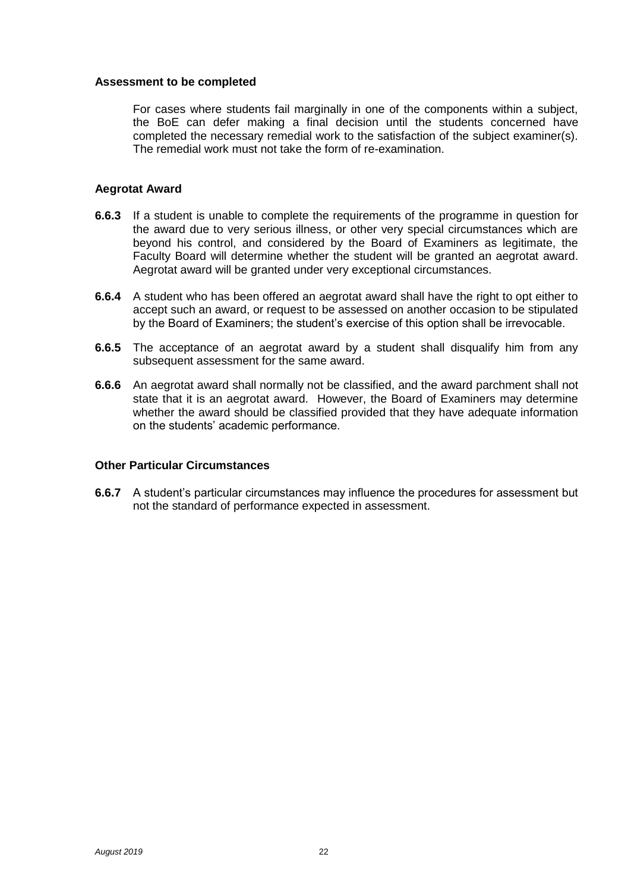**Assessment to be completed**

For cases where students fail marginally in one of the components within a subject, the BoE can defer making a final decision until the students concerned have completed the necessary remedial work to the satisfaction of the subject examiner(s). The remedial work must not take the form of re-examination.

**Aegrotat Award**

**6.6.3** If a student is unable to complete the requirements of the programme in question for the award due to very serious illness, or other very special circumstances which are beyond his control, and considered by the Board of Examiners as legitimate, the Faculty Board will determine whether the student will be granted an aegrotat award. Aegrotat award will be granted under very exceptional circumstances.

**6.6.4** A student who has been offered an aegrotat award shall have the right to opt either to accept such an award, or request to be assessed on another occasion to be stipulated by the Board of Examiners; the student's exercise of this option shall be irrevocable.

**6.6.5** The acceptance of an aegrotat award by a student shall disqualify him from any subsequent assessment for the same award.

**6.6.6** An aegrotat award shall normally not be classified, and the award parchment shall not state that it is an aegrotat award. However, the Board of Examiners may determine whether the award should be classified provided that they have adequate information on the students' academic performance.

**Other Particular Circumstances**

**6.6.7** A student's particular circumstances may influence the procedures for assessment but not the standard of performance expected in assessment.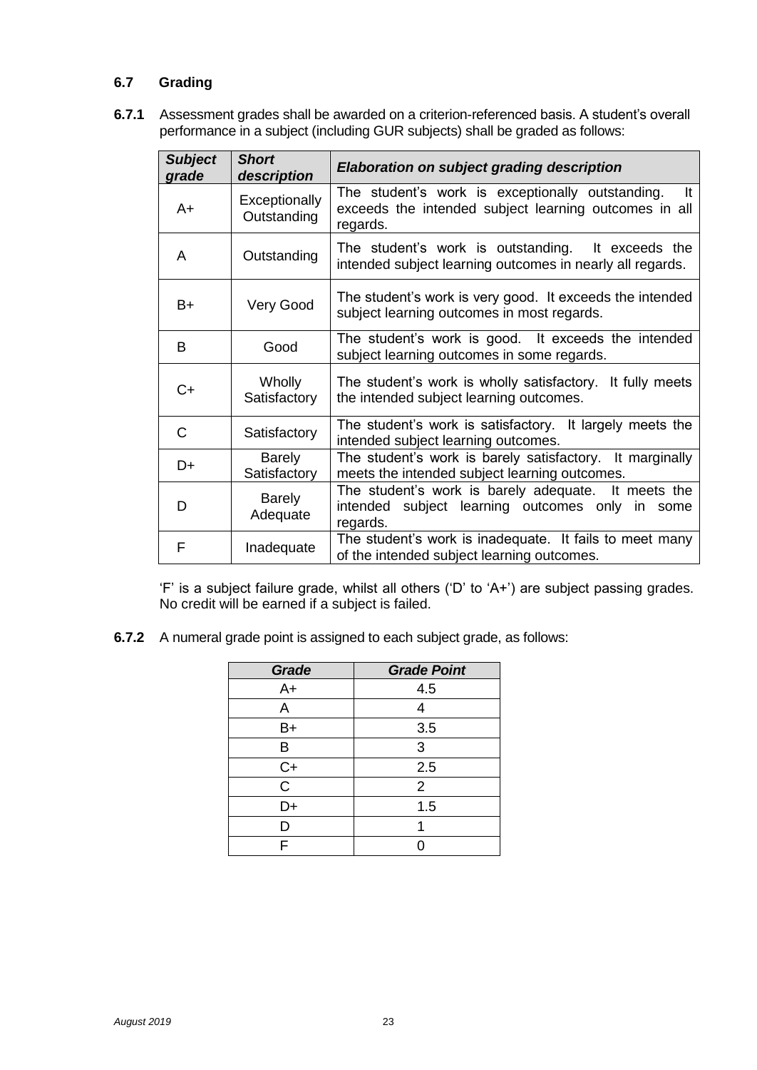### 6.7 Grading

**6.7.1** Assessment grades shall be awarded on a criterion-referenced basis. A student's overall performance in a subject (including GUR subjects) shall be graded as follows:

| ***Subject grade*** | ***Short description*** | ***Elaboration on subject grading description*** |
|---|---|---|
| A+ | Exceptionally Outstanding | The student's work is exceptionally outstanding. It exceeds the intended subject learning outcomes in all regards. |
| A | Outstanding | The student's work is outstanding. It exceeds the intended subject learning outcomes in nearly all regards. |
| B+ | Very Good | The student's work is very good. It exceeds the intended subject learning outcomes in most regards. |
| B | Good | The student's work is good. It exceeds the intended subject learning outcomes in some regards. |
| C+ | Wholly Satisfactory | The student's work is wholly satisfactory. It fully meets the intended subject learning outcomes. |
| C | Satisfactory | The student's work is satisfactory. It largely meets the intended subject learning outcomes. |
| D+ | Barely Satisfactory | The student's work is barely satisfactory. It marginally meets the intended subject learning outcomes. |
| D | Barely Adequate | The student's work is barely adequate. It meets the intended subject learning outcomes only in some regards. |
| F | Inadequate | The student's work is inadequate. It fails to meet many of the intended subject learning outcomes. |

'F' is a subject failure grade, whilst all others ('D' to 'A+') are subject passing grades. No credit will be earned if a subject is failed.

**6.7.2** A numeral grade point is assigned to each subject grade, as follows:

| ***Grade*** | ***Grade Point*** |
|---|---|
| A+ | 4.5 |
| A | 4 |
| B+ | 3.5 |
| B | 3 |
| C+ | 2.5 |
| C | 2 |
| D+ | 1.5 |
| D | 1 |
| F | 0 |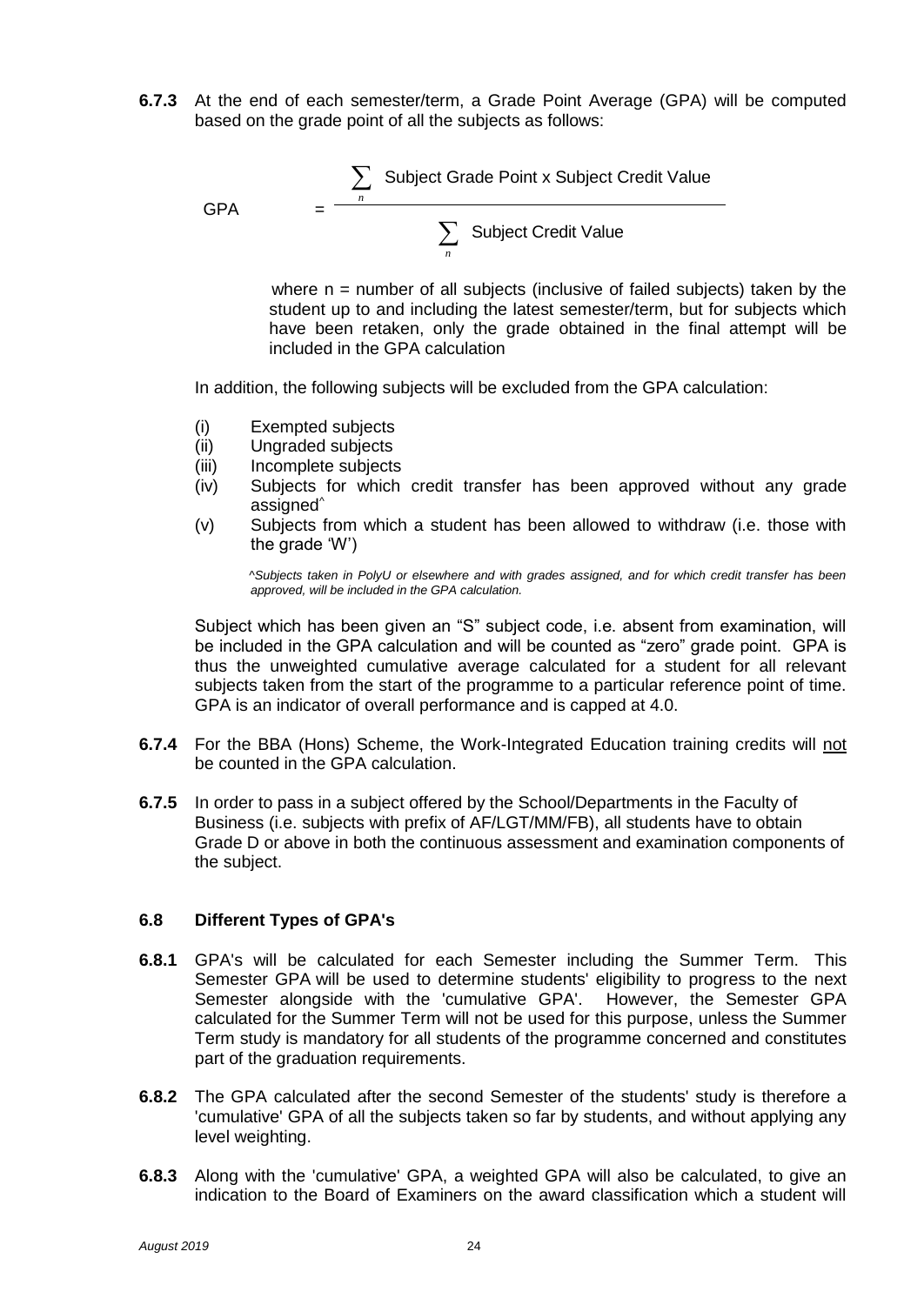**6.7.3** At the end of each semester/term, a Grade Point Average (GPA) will be computed based on the grade point of all the subjects as follows:

$$\text{GPA} = \frac{\sum_{n} \text{Subject Grade Point x Subject Credit Value}}{\sum_{n} \text{Subject Credit Value}}$$

where n = number of all subjects (inclusive of failed subjects) taken by the student up to and including the latest semester/term, but for subjects which have been retaken, only the grade obtained in the final attempt will be included in the GPA calculation

In addition, the following subjects will be excluded from the GPA calculation:

(i) Exempted subjects
(ii) Ungraded subjects
(iii) Incomplete subjects
(iv) Subjects for which credit transfer has been approved without any grade assigned^
(v) Subjects from which a student has been allowed to withdraw (i.e. those with the grade 'W')

*^Subjects taken in PolyU or elsewhere and with grades assigned, and for which credit transfer has been approved, will be included in the GPA calculation.*

Subject which has been given an "S" subject code, i.e. absent from examination, will be included in the GPA calculation and will be counted as "zero" grade point. GPA is thus the unweighted cumulative average calculated for a student for all relevant subjects taken from the start of the programme to a particular reference point of time. GPA is an indicator of overall performance and is capped at 4.0.

**6.7.4** For the BBA (Hons) Scheme, the Work-Integrated Education training credits will not be counted in the GPA calculation.

**6.7.5** In order to pass in a subject offered by the School/Departments in the Faculty of Business (i.e. subjects with prefix of AF/LGT/MM/FB), all students have to obtain Grade D or above in both the continuous assessment and examination components of the subject.

### 6.8 Different Types of GPA's

**6.8.1** GPA's will be calculated for each Semester including the Summer Term. This Semester GPA will be used to determine students' eligibility to progress to the next Semester alongside with the 'cumulative GPA'. However, the Semester GPA calculated for the Summer Term will not be used for this purpose, unless the Summer Term study is mandatory for all students of the programme concerned and constitutes part of the graduation requirements.

**6.8.2** The GPA calculated after the second Semester of the students' study is therefore a 'cumulative' GPA of all the subjects taken so far by students, and without applying any level weighting.

**6.8.3** Along with the 'cumulative' GPA, a weighted GPA will also be calculated, to give an indication to the Board of Examiners on the award classification which a student will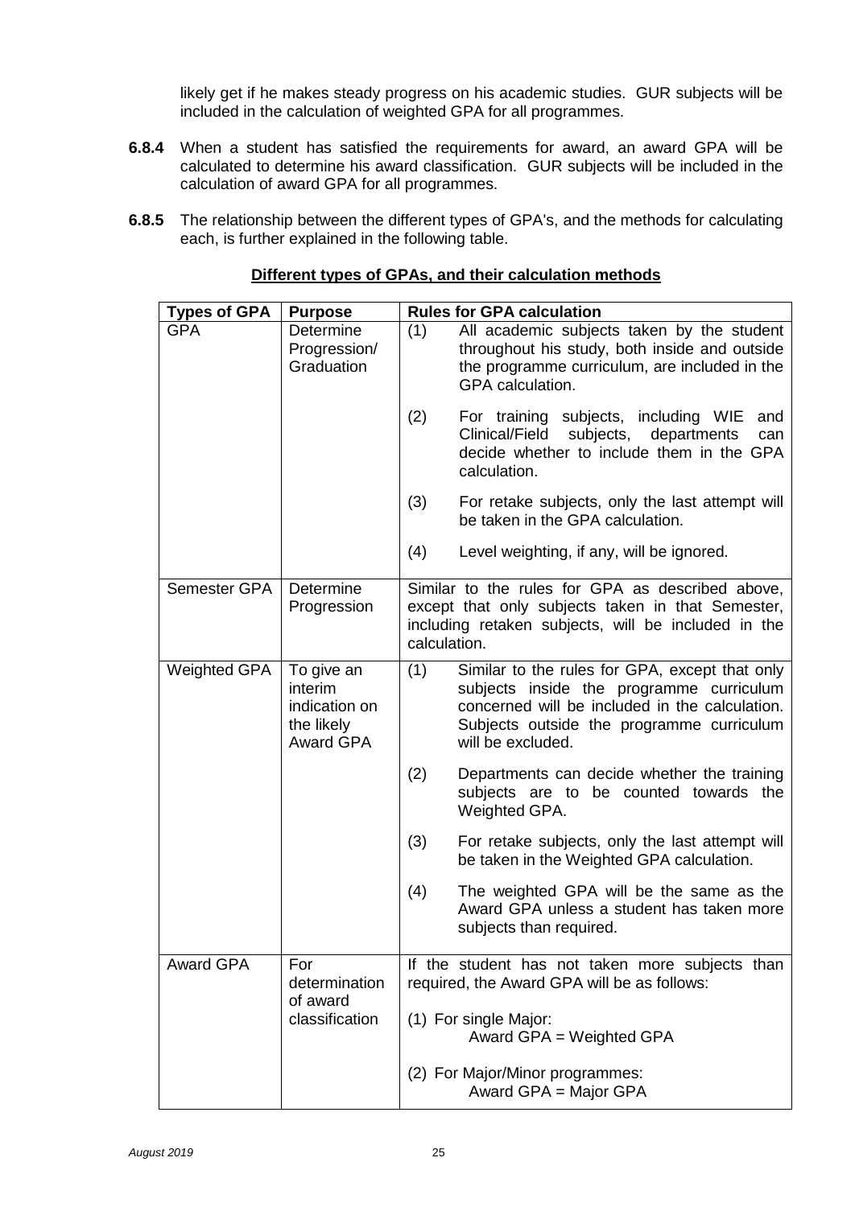likely get if he makes steady progress on his academic studies. GUR subjects will be included in the calculation of weighted GPA for all programmes.

**6.8.4** When a student has satisfied the requirements for award, an award GPA will be calculated to determine his award classification. GUR subjects will be included in the calculation of award GPA for all programmes.

**6.8.5** The relationship between the different types of GPA's, and the methods for calculating each, is further explained in the following table.

**Different types of GPAs, and their calculation methods**

| **Types of GPA** | **Purpose** | **Rules for GPA calculation** |
|---|---|---|
| GPA | Determine Progression/ Graduation | (1) All academic subjects taken by the student throughout his study, both inside and outside the programme curriculum, are included in the GPA calculation.<br><br>(2) For training subjects, including WIE and Clinical/Field subjects, departments can decide whether to include them in the GPA calculation.<br><br>(3) For retake subjects, only the last attempt will be taken in the GPA calculation.<br><br>(4) Level weighting, if any, will be ignored. |
| Semester GPA | Determine Progression | Similar to the rules for GPA as described above, except that only subjects taken in that Semester, including retaken subjects, will be included in the calculation. |
| Weighted GPA | To give an interim indication on the likely Award GPA | (1) Similar to the rules for GPA, except that only subjects inside the programme curriculum concerned will be included in the calculation. Subjects outside the programme curriculum will be excluded.<br><br>(2) Departments can decide whether the training subjects are to be counted towards the Weighted GPA.<br><br>(3) For retake subjects, only the last attempt will be taken in the Weighted GPA calculation.<br><br>(4) The weighted GPA will be the same as the Award GPA unless a student has taken more subjects than required. |
| Award GPA | For determination of award classification | If the student has not taken more subjects than required, the Award GPA will be as follows:<br><br>(1) For single Major:<br>Award GPA = Weighted GPA<br><br>(2) For Major/Minor programmes:<br>Award GPA = Major GPA |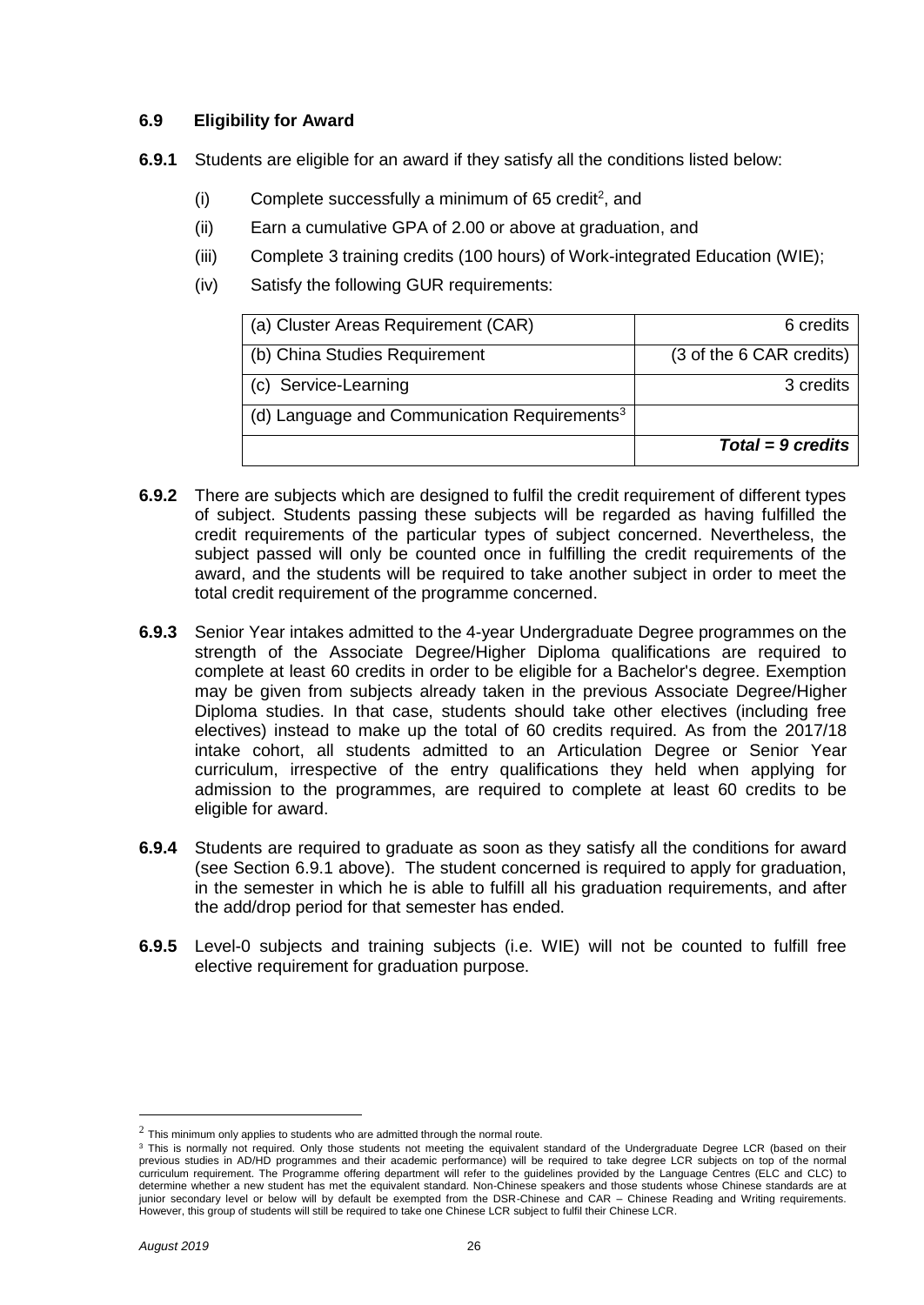### 6.9 Eligibility for Award

**6.9.1** Students are eligible for an award if they satisfy all the conditions listed below:

(i) Complete successfully a minimum of 65 credit[2], and

(ii) Earn a cumulative GPA of 2.00 or above at graduation, and

(iii) Complete 3 training credits (100 hours) of Work-integrated Education (WIE);

(iv) Satisfy the following GUR requirements:

| | |
|---|---|
| (a) Cluster Areas Requirement (CAR) | 6 credits |
| (b) China Studies Requirement | (3 of the 6 CAR credits) |
| (c) Service-Learning | 3 credits |
| (d) Language and Communication Requirements[3] | |
| | ***Total = 9 credits*** |

**6.9.2** There are subjects which are designed to fulfil the credit requirement of different types of subject. Students passing these subjects will be regarded as having fulfilled the credit requirements of the particular types of subject concerned. Nevertheless, the subject passed will only be counted once in fulfilling the credit requirements of the award, and the students will be required to take another subject in order to meet the total credit requirement of the programme concerned.

**6.9.3** Senior Year intakes admitted to the 4-year Undergraduate Degree programmes on the strength of the Associate Degree/Higher Diploma qualifications are required to complete at least 60 credits in order to be eligible for a Bachelor's degree. Exemption may be given from subjects already taken in the previous Associate Degree/Higher Diploma studies. In that case, students should take other electives (including free electives) instead to make up the total of 60 credits required. As from the 2017/18 intake cohort, all students admitted to an Articulation Degree or Senior Year curriculum, irrespective of the entry qualifications they held when applying for admission to the programmes, are required to complete at least 60 credits to be eligible for award.

**6.9.4** Students are required to graduate as soon as they satisfy all the conditions for award (see Section 6.9.1 above). The student concerned is required to apply for graduation, in the semester in which he is able to fulfill all his graduation requirements, and after the add/drop period for that semester has ended.

**6.9.5** Level-0 subjects and training subjects (i.e. WIE) will not be counted to fulfill free elective requirement for graduation purpose.

---

[2] This minimum only applies to students who are admitted through the normal route.

[3] This is normally not required. Only those students not meeting the equivalent standard of the Undergraduate Degree LCR (based on their previous studies in AD/HD programmes and their academic performance) will be required to take degree LCR subjects on top of the normal curriculum requirement. The Programme offering department will refer to the guidelines provided by the Language Centres (ELC and CLC) to determine whether a new student has met the equivalent standard. Non-Chinese speakers and those students whose Chinese standards are at junior secondary level or below will by default be exempted from the DSR-Chinese and CAR – Chinese Reading and Writing requirements. However, this group of students will still be required to take one Chinese LCR subject to fulfil their Chinese LCR.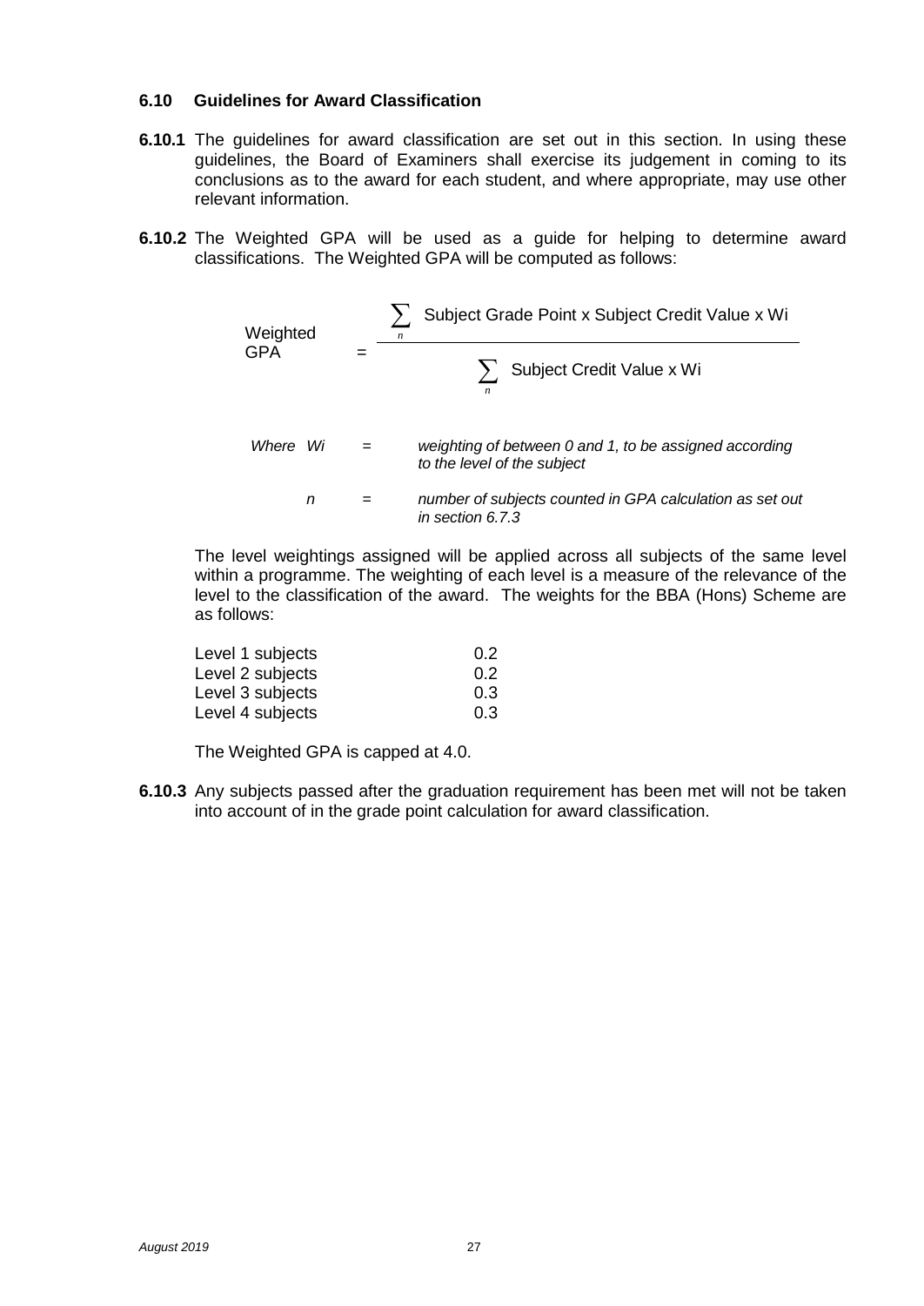### 6.10 Guidelines for Award Classification

**6.10.1** The guidelines for award classification are set out in this section. In using these guidelines, the Board of Examiners shall exercise its judgement in coming to its conclusions as to the award for each student, and where appropriate, may use other relevant information.

**6.10.2** The Weighted GPA will be used as a guide for helping to determine award classifications. The Weighted GPA will be computed as follows:

$$\text{Weighted GPA} = \frac{\sum_{n} \text{Subject Grade Point x Subject Credit Value x Wi}}{\sum_{n} \text{Subject Credit Value x Wi}}$$

*Where Wi = weighting of between 0 and 1, to be assigned according to the level of the subject*

*n = number of subjects counted in GPA calculation as set out in section 6.7.3*

The level weightings assigned will be applied across all subjects of the same level within a programme. The weighting of each level is a measure of the relevance of the level to the classification of the award. The weights for the BBA (Hons) Scheme are as follows:

| | |
|---|---|
| Level 1 subjects | 0.2 |
| Level 2 subjects | 0.2 |
| Level 3 subjects | 0.3 |
| Level 4 subjects | 0.3 |

The Weighted GPA is capped at 4.0.

**6.10.3** Any subjects passed after the graduation requirement has been met will not be taken into account of in the grade point calculation for award classification.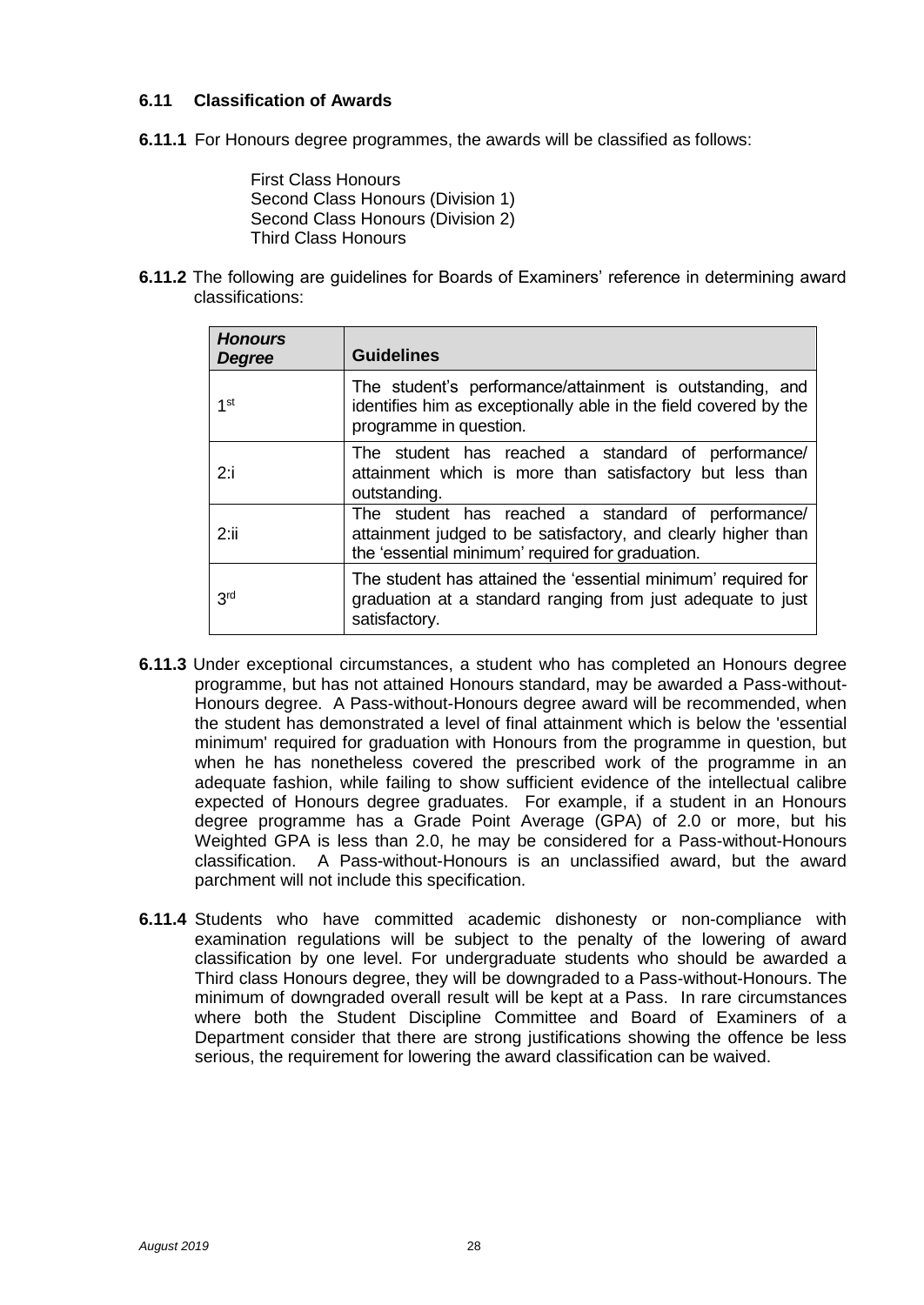### 6.11 Classification of Awards

**6.11.1** For Honours degree programmes, the awards will be classified as follows:

First Class Honours
Second Class Honours (Division 1)
Second Class Honours (Division 2)
Third Class Honours

**6.11.2** The following are guidelines for Boards of Examiners' reference in determining award classifications:

| ***Honours Degree*** | **Guidelines** |
|---|---|
| 1st | The student's performance/attainment is outstanding, and identifies him as exceptionally able in the field covered by the programme in question. |
| 2:i | The student has reached a standard of performance/ attainment which is more than satisfactory but less than outstanding. |
| 2:ii | The student has reached a standard of performance/ attainment judged to be satisfactory, and clearly higher than the 'essential minimum' required for graduation. |
| 3rd | The student has attained the 'essential minimum' required for graduation at a standard ranging from just adequate to just satisfactory. |

**6.11.3** Under exceptional circumstances, a student who has completed an Honours degree programme, but has not attained Honours standard, may be awarded a Pass-without-Honours degree. A Pass-without-Honours degree award will be recommended, when the student has demonstrated a level of final attainment which is below the 'essential minimum' required for graduation with Honours from the programme in question, but when he has nonetheless covered the prescribed work of the programme in an adequate fashion, while failing to show sufficient evidence of the intellectual calibre expected of Honours degree graduates. For example, if a student in an Honours degree programme has a Grade Point Average (GPA) of 2.0 or more, but his Weighted GPA is less than 2.0, he may be considered for a Pass-without-Honours classification. A Pass-without-Honours is an unclassified award, but the award parchment will not include this specification.

**6.11.4** Students who have committed academic dishonesty or non-compliance with examination regulations will be subject to the penalty of the lowering of award classification by one level. For undergraduate students who should be awarded a Third class Honours degree, they will be downgraded to a Pass-without-Honours. The minimum of downgraded overall result will be kept at a Pass. In rare circumstances where both the Student Discipline Committee and Board of Examiners of a Department consider that there are strong justifications showing the offence be less serious, the requirement for lowering the award classification can be waived.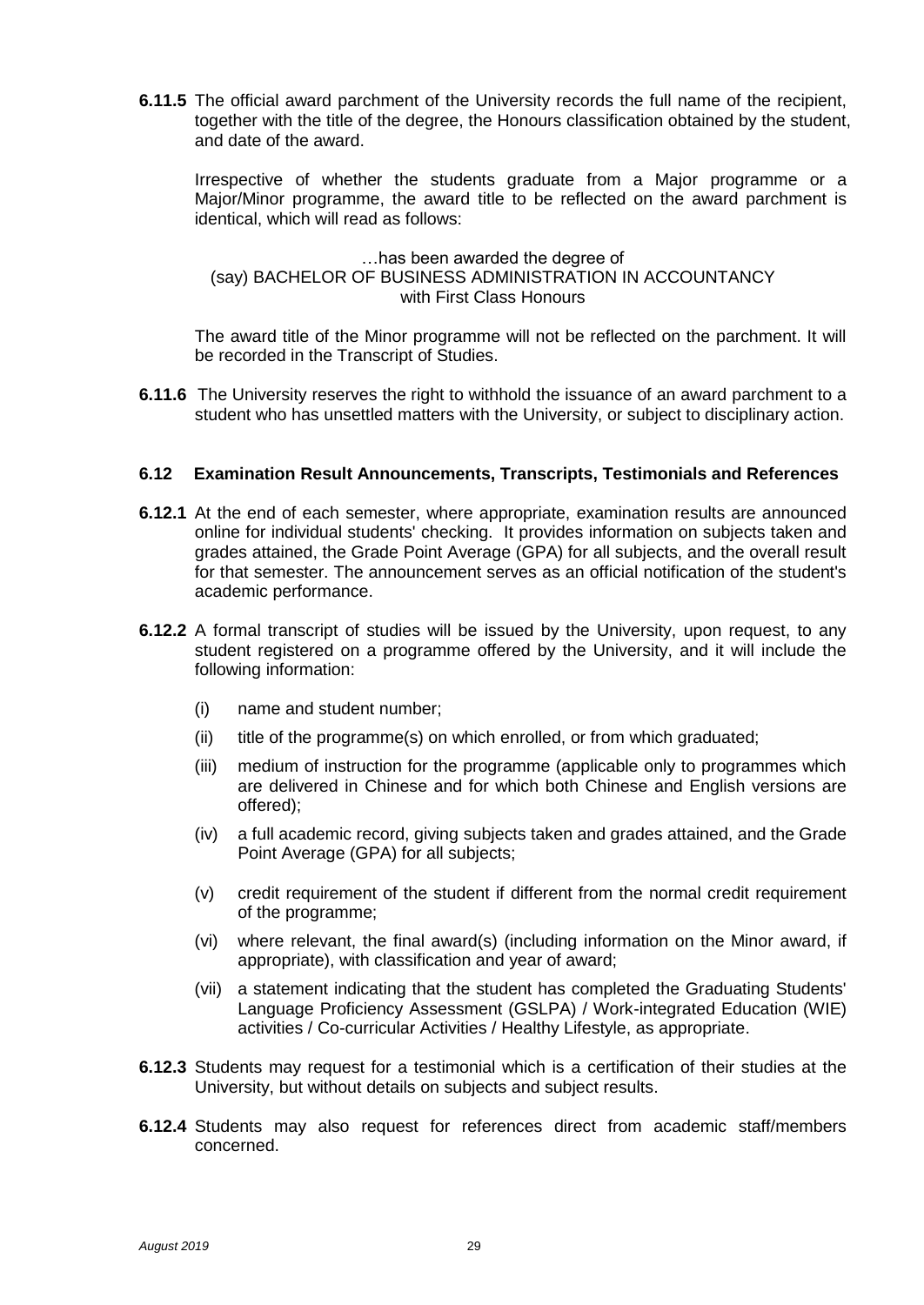**6.11.5** The official award parchment of the University records the full name of the recipient, together with the title of the degree, the Honours classification obtained by the student, and date of the award.

Irrespective of whether the students graduate from a Major programme or a Major/Minor programme, the award title to be reflected on the award parchment is identical, which will read as follows:

…has been awarded the degree of
(say) BACHELOR OF BUSINESS ADMINISTRATION IN ACCOUNTANCY
with First Class Honours

The award title of the Minor programme will not be reflected on the parchment. It will be recorded in the Transcript of Studies.

**6.11.6** The University reserves the right to withhold the issuance of an award parchment to a student who has unsettled matters with the University, or subject to disciplinary action.

### 6.12 Examination Result Announcements, Transcripts, Testimonials and References

**6.12.1** At the end of each semester, where appropriate, examination results are announced online for individual students' checking. It provides information on subjects taken and grades attained, the Grade Point Average (GPA) for all subjects, and the overall result for that semester. The announcement serves as an official notification of the student's academic performance.

**6.12.2** A formal transcript of studies will be issued by the University, upon request, to any student registered on a programme offered by the University, and it will include the following information:

(i) name and student number;

(ii) title of the programme(s) on which enrolled, or from which graduated;

(iii) medium of instruction for the programme (applicable only to programmes which are delivered in Chinese and for which both Chinese and English versions are offered);

(iv) a full academic record, giving subjects taken and grades attained, and the Grade Point Average (GPA) for all subjects;

(v) credit requirement of the student if different from the normal credit requirement of the programme;

(vi) where relevant, the final award(s) (including information on the Minor award, if appropriate), with classification and year of award;

(vii) a statement indicating that the student has completed the Graduating Students' Language Proficiency Assessment (GSLPA) / Work-integrated Education (WIE) activities / Co-curricular Activities / Healthy Lifestyle, as appropriate.

**6.12.3** Students may request for a testimonial which is a certification of their studies at the University, but without details on subjects and subject results.

**6.12.4** Students may also request for references direct from academic staff/members concerned.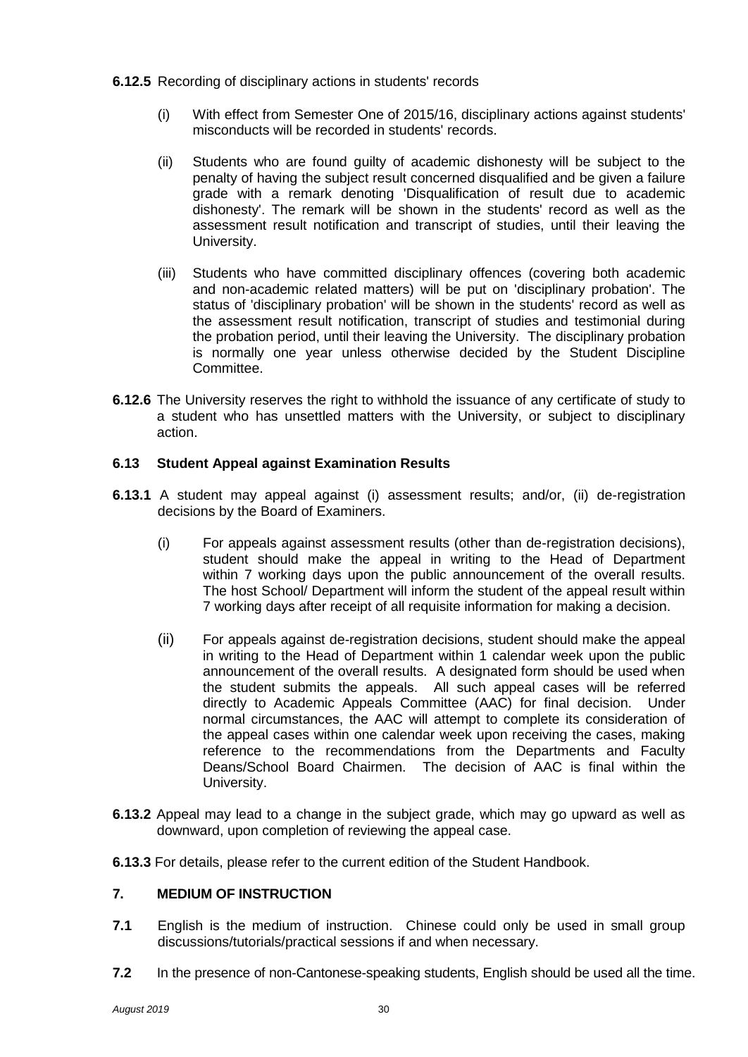**6.12.5** Recording of disciplinary actions in students' records

(i) With effect from Semester One of 2015/16, disciplinary actions against students' misconducts will be recorded in students' records.

(ii) Students who are found guilty of academic dishonesty will be subject to the penalty of having the subject result concerned disqualified and be given a failure grade with a remark denoting 'Disqualification of result due to academic dishonesty'. The remark will be shown in the students' record as well as the assessment result notification and transcript of studies, until their leaving the University.

(iii) Students who have committed disciplinary offences (covering both academic and non-academic related matters) will be put on 'disciplinary probation'. The status of 'disciplinary probation' will be shown in the students' record as well as the assessment result notification, transcript of studies and testimonial during the probation period, until their leaving the University. The disciplinary probation is normally one year unless otherwise decided by the Student Discipline Committee.

**6.12.6** The University reserves the right to withhold the issuance of any certificate of study to a student who has unsettled matters with the University, or subject to disciplinary action.

## 6.13 Student Appeal against Examination Results

**6.13.1** A student may appeal against (i) assessment results; and/or, (ii) de-registration decisions by the Board of Examiners.

(i) For appeals against assessment results (other than de-registration decisions), student should make the appeal in writing to the Head of Department within 7 working days upon the public announcement of the overall results. The host School/ Department will inform the student of the appeal result within 7 working days after receipt of all requisite information for making a decision.

(ii) For appeals against de-registration decisions, student should make the appeal in writing to the Head of Department within 1 calendar week upon the public announcement of the overall results. A designated form should be used when the student submits the appeals. All such appeal cases will be referred directly to Academic Appeals Committee (AAC) for final decision. Under normal circumstances, the AAC will attempt to complete its consideration of the appeal cases within one calendar week upon receiving the cases, making reference to the recommendations from the Departments and Faculty Deans/School Board Chairmen. The decision of AAC is final within the University.

**6.13.2** Appeal may lead to a change in the subject grade, which may go upward as well as downward, upon completion of reviewing the appeal case.

**6.13.3** For details, please refer to the current edition of the Student Handbook.

## 7. MEDIUM OF INSTRUCTION

**7.1** English is the medium of instruction. Chinese could only be used in small group discussions/tutorials/practical sessions if and when necessary.

**7.2** In the presence of non-Cantonese-speaking students, English should be used all the time.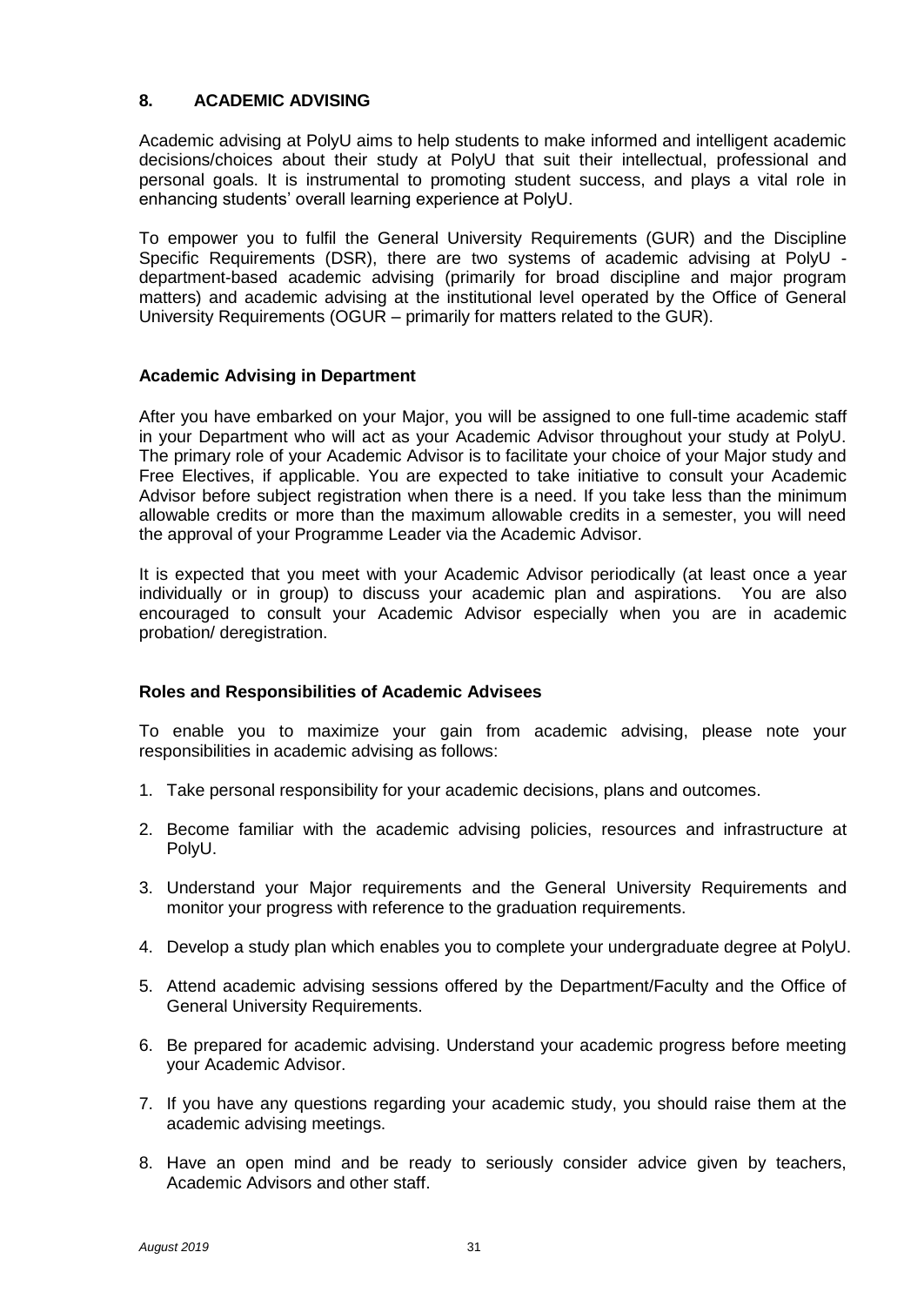## 8. ACADEMIC ADVISING

Academic advising at PolyU aims to help students to make informed and intelligent academic decisions/choices about their study at PolyU that suit their intellectual, professional and personal goals. It is instrumental to promoting student success, and plays a vital role in enhancing students' overall learning experience at PolyU.

To empower you to fulfil the General University Requirements (GUR) and the Discipline Specific Requirements (DSR), there are two systems of academic advising at PolyU - department-based academic advising (primarily for broad discipline and major program matters) and academic advising at the institutional level operated by the Office of General University Requirements (OGUR – primarily for matters related to the GUR).

### Academic Advising in Department

After you have embarked on your Major, you will be assigned to one full-time academic staff in your Department who will act as your Academic Advisor throughout your study at PolyU. The primary role of your Academic Advisor is to facilitate your choice of your Major study and Free Electives, if applicable. You are expected to take initiative to consult your Academic Advisor before subject registration when there is a need. If you take less than the minimum allowable credits or more than the maximum allowable credits in a semester, you will need the approval of your Programme Leader via the Academic Advisor.

It is expected that you meet with your Academic Advisor periodically (at least once a year individually or in group) to discuss your academic plan and aspirations. You are also encouraged to consult your Academic Advisor especially when you are in academic probation/ deregistration.

### Roles and Responsibilities of Academic Advisees

To enable you to maximize your gain from academic advising, please note your responsibilities in academic advising as follows:

1. Take personal responsibility for your academic decisions, plans and outcomes.
2. Become familiar with the academic advising policies, resources and infrastructure at PolyU.
3. Understand your Major requirements and the General University Requirements and monitor your progress with reference to the graduation requirements.
4. Develop a study plan which enables you to complete your undergraduate degree at PolyU.
5. Attend academic advising sessions offered by the Department/Faculty and the Office of General University Requirements.
6. Be prepared for academic advising. Understand your academic progress before meeting your Academic Advisor.
7. If you have any questions regarding your academic study, you should raise them at the academic advising meetings.
8. Have an open mind and be ready to seriously consider advice given by teachers, Academic Advisors and other staff.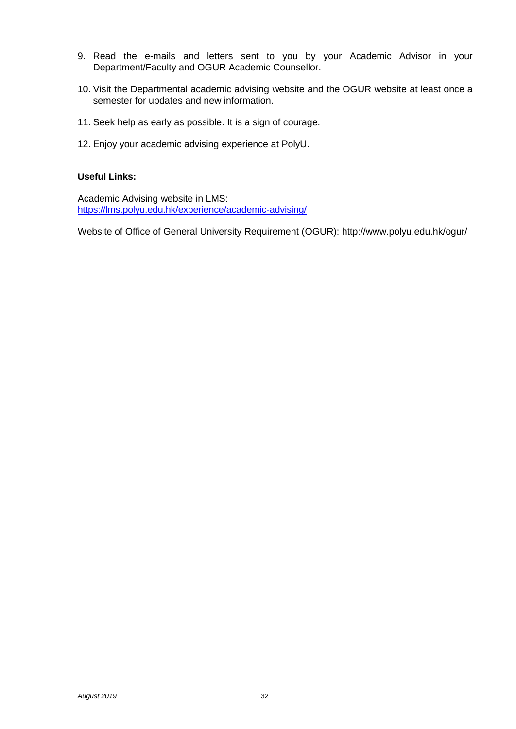9. Read the e-mails and letters sent to you by your Academic Advisor in your Department/Faculty and OGUR Academic Counsellor.

10. Visit the Departmental academic advising website and the OGUR website at least once a semester for updates and new information.

11. Seek help as early as possible. It is a sign of courage.

12. Enjoy your academic advising experience at PolyU.

**Useful Links:**

Academic Advising website in LMS:
https://lms.polyu.edu.hk/experience/academic-advising/

Website of Office of General University Requirement (OGUR): http://www.polyu.edu.hk/ogur/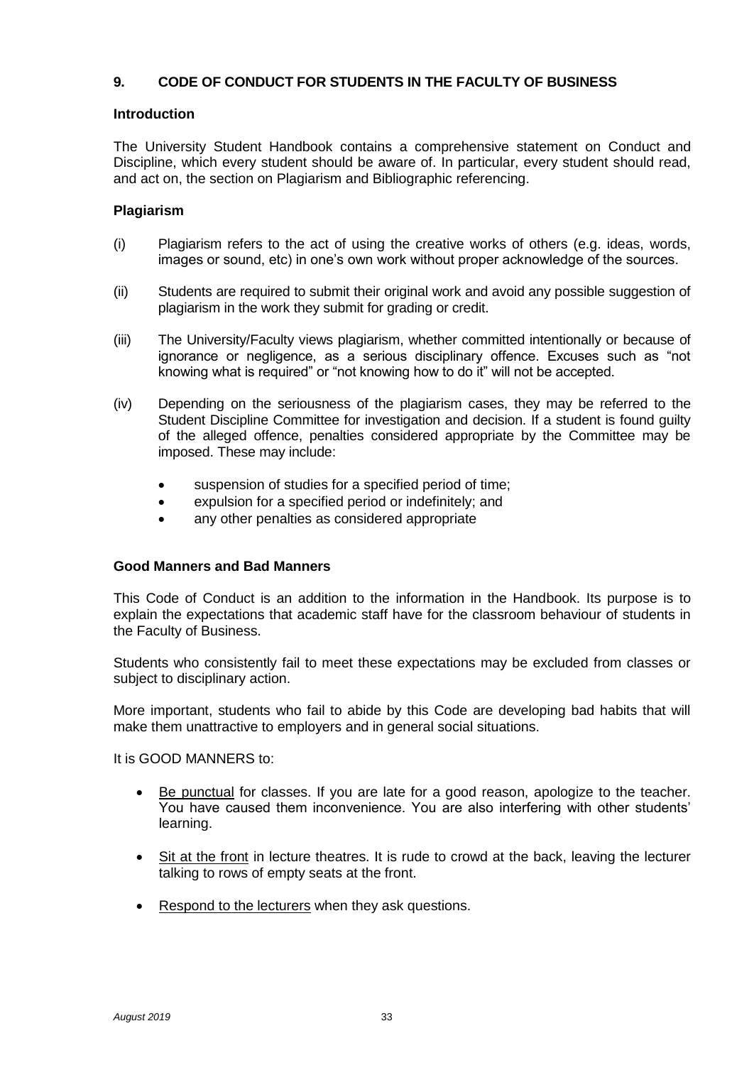## 9. CODE OF CONDUCT FOR STUDENTS IN THE FACULTY OF BUSINESS

### Introduction

The University Student Handbook contains a comprehensive statement on Conduct and Discipline, which every student should be aware of. In particular, every student should read, and act on, the section on Plagiarism and Bibliographic referencing.

### Plagiarism

(i) Plagiarism refers to the act of using the creative works of others (e.g. ideas, words, images or sound, etc) in one's own work without proper acknowledge of the sources.

(ii) Students are required to submit their original work and avoid any possible suggestion of plagiarism in the work they submit for grading or credit.

(iii) The University/Faculty views plagiarism, whether committed intentionally or because of ignorance or negligence, as a serious disciplinary offence. Excuses such as "not knowing what is required" or "not knowing how to do it" will not be accepted.

(iv) Depending on the seriousness of the plagiarism cases, they may be referred to the Student Discipline Committee for investigation and decision. If a student is found guilty of the alleged offence, penalties considered appropriate by the Committee may be imposed. These may include:

- suspension of studies for a specified period of time;
- expulsion for a specified period or indefinitely; and
- any other penalties as considered appropriate

### Good Manners and Bad Manners

This Code of Conduct is an addition to the information in the Handbook. Its purpose is to explain the expectations that academic staff have for the classroom behaviour of students in the Faculty of Business.

Students who consistently fail to meet these expectations may be excluded from classes or subject to disciplinary action.

More important, students who fail to abide by this Code are developing bad habits that will make them unattractive to employers and in general social situations.

It is GOOD MANNERS to:

- <u>Be punctual</u> for classes. If you are late for a good reason, apologize to the teacher. You have caused them inconvenience. You are also interfering with other students' learning.
- <u>Sit at the front</u> in lecture theatres. It is rude to crowd at the back, leaving the lecturer talking to rows of empty seats at the front.
- <u>Respond to the lecturers</u> when they ask questions.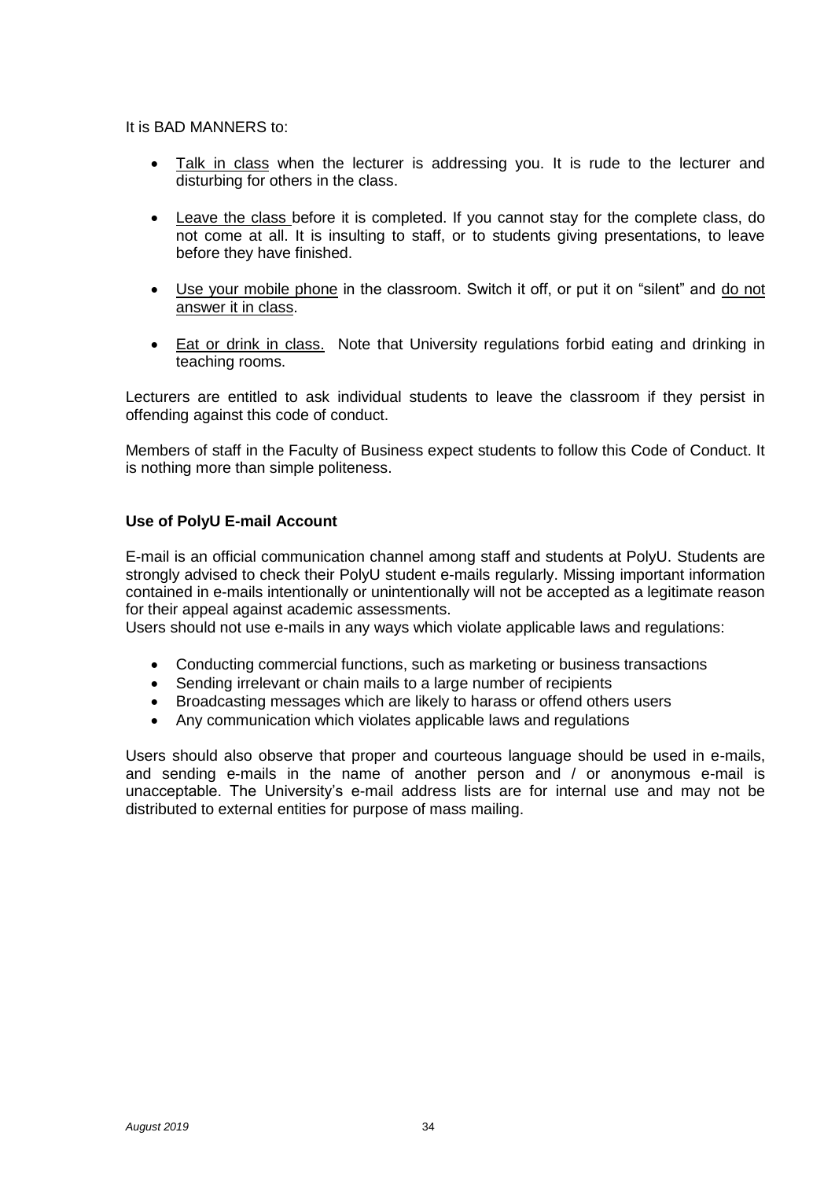It is BAD MANNERS to:

- Talk in class when the lecturer is addressing you. It is rude to the lecturer and disturbing for others in the class.
- Leave the class before it is completed. If you cannot stay for the complete class, do not come at all. It is insulting to staff, or to students giving presentations, to leave before they have finished.
- Use your mobile phone in the classroom. Switch it off, or put it on "silent" and do not answer it in class.
- Eat or drink in class. Note that University regulations forbid eating and drinking in teaching rooms.

Lecturers are entitled to ask individual students to leave the classroom if they persist in offending against this code of conduct.

Members of staff in the Faculty of Business expect students to follow this Code of Conduct. It is nothing more than simple politeness.

**Use of PolyU E-mail Account**

E-mail is an official communication channel among staff and students at PolyU. Students are strongly advised to check their PolyU student e-mails regularly. Missing important information contained in e-mails intentionally or unintentionally will not be accepted as a legitimate reason for their appeal against academic assessments.

Users should not use e-mails in any ways which violate applicable laws and regulations:

- Conducting commercial functions, such as marketing or business transactions
- Sending irrelevant or chain mails to a large number of recipients
- Broadcasting messages which are likely to harass or offend others users
- Any communication which violates applicable laws and regulations

Users should also observe that proper and courteous language should be used in e-mails, and sending e-mails in the name of another person and / or anonymous e-mail is unacceptable. The University's e-mail address lists are for internal use and may not be distributed to external entities for purpose of mass mailing.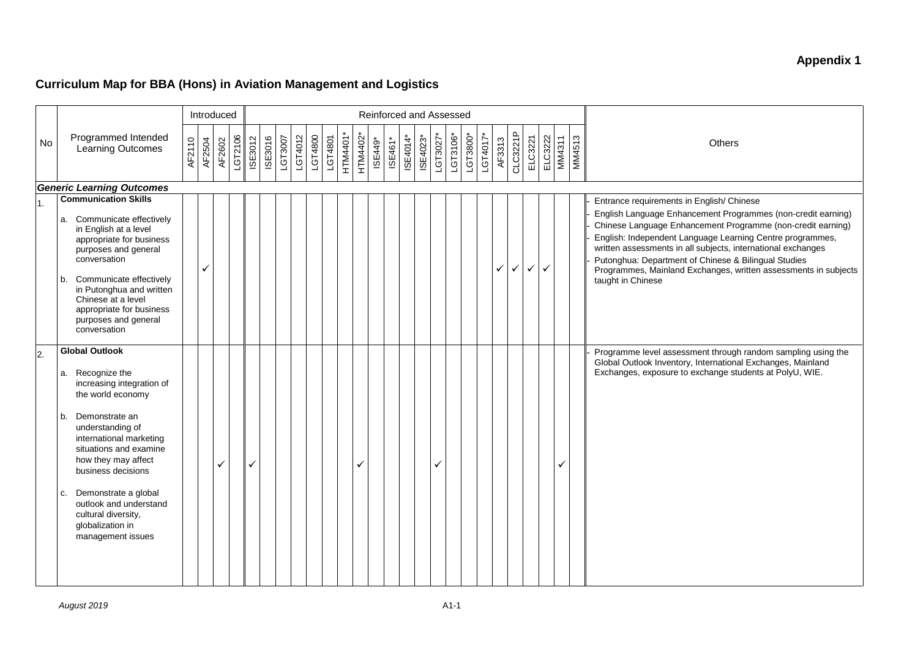**Appendix 1**

## Curriculum Map for BBA (Hons) in Aviation Management and Logistics

| No | Programmed Intended Learning Outcomes | Introduced | | | | Reinforced and Assessed | | | | | | | | | | | | | | | | | | | | | | | | | | Others |
|---|---|---|---|---|---|---|---|---|---|---|---|---|---|---|---|---|---|---|---|---|---|---|---|---|---|---|---|---|---|---|---|---|
| | | AF2110 | AF2504 | AF2602 | LGT2106 | ISE3012 | ISE3016 | LGT3007 | LGT4012 | LGT4800 | LGT4801 | HTM4401* | HTM4402* | ISE449* | ISE461* | ISE4014* | ISE4023* | LGT3027* | LGT3106* | LGT3800* | LGT4017* | AF3313 | CLC3221P | ELC3221 | ELC3222 | MM4311 | MM4513 | |
| | ***Generic Learning Outcomes*** | | | | | | | | | | | | | | | | | | | | | | | | | | | |
| 1. | **Communication Skills**<br><br>a. Communicate effectively in English at a level appropriate for business purposes and general conversation<br><br>b. Communicate effectively in Putonghua and written Chinese at a level appropriate for business purposes and general conversation | | ✓ | | | | | | | | | | | | | | | | | | | ✓ | ✓ | ✓ | ✓ | | | - Entrance requirements in English/ Chinese<br>- English Language Enhancement Programmes (non-credit earning)<br>- Chinese Language Enhancement Programme (non-credit earning)<br>- English: Independent Language Learning Centre programmes, written assessments in all subjects, international exchanges<br>- Putonghua: Department of Chinese & Bilingual Studies Programmes, Mainland Exchanges, written assessments in subjects taught in Chinese |
| 2. | **Global Outlook**<br><br>a. Recognize the increasing integration of the world economy<br><br>b. Demonstrate an understanding of international marketing situations and examine how they may affect business decisions<br><br>c. Demonstrate a global outlook and understand cultural diversity, globalization in management issues | | | ✓ | | ✓ | | | | | | | ✓ | | | | | ✓ | | | | | | | | ✓ | | - Programme level assessment through random sampling using the Global Outlook Inventory, International Exchanges, Mainland Exchanges, exposure to exchange students at PolyU, WIE. |

*August 2019*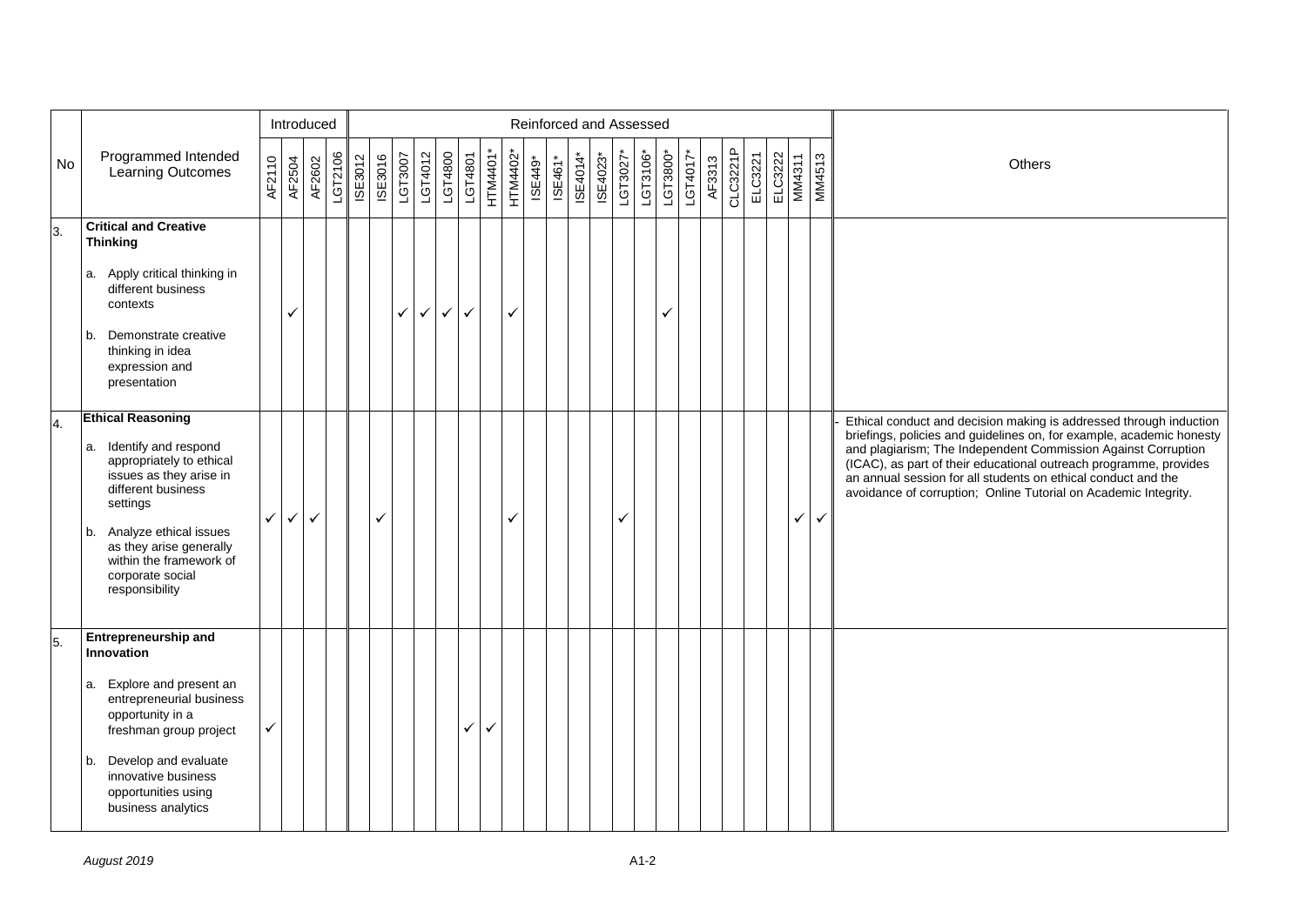| No | Programmed Intended Learning Outcomes | Introduced | | | | Reinforced and Assessed | | | | | | | | | | | | | | | | | | | | | | Others |
|---|---|---|---|---|---|---|---|---|---|---|---|---|---|---|---|---|---|---|---|---|---|---|---|---|---|---|---|---|
| | | AF2110 | AF2504 | AF2602 | LGT2106 | ISE3012 | ISE3016 | LGT3007 | LGT4012 | LGT4800 | LGT4801 | HTM4401* | HTM4402* | ISE449* | ISE461* | ISE4014* | ISE4023* | LGT3027* | LGT3106* | LGT3800* | LGT4017* | AF3313 | CLC3221P | ELC3221 | ELC3222 | MM4311 | MM4513 | |
| 3. | **Critical and Creative Thinking**<br><br>a. Apply critical thinking in different business contexts<br><br>b. Demonstrate creative thinking in idea expression and presentation | | ✓ | | | | | ✓ | ✓ | ✓ | ✓ | | ✓ | | | | | | | ✓ | | | | | | | | |
| 4. | **Ethical Reasoning**<br><br>a. Identify and respond appropriately to ethical issues as they arise in different business settings<br><br>b. Analyze ethical issues as they arise generally within the framework of corporate social responsibility | ✓ | ✓ | ✓ | | | ✓ | | | | | | ✓ | | | | | ✓ | | | | | | | | ✓ | ✓ | - Ethical conduct and decision making is addressed through induction briefings, policies and guidelines on, for example, academic honesty and plagiarism; The Independent Commission Against Corruption (ICAC), as part of their educational outreach programme, provides an annual session for all students on ethical conduct and the avoidance of corruption; Online Tutorial on Academic Integrity. |
| 5. | **Entrepreneurship and Innovation**<br><br>a. Explore and present an entrepreneurial business opportunity in a freshman group project<br><br>b. Develop and evaluate innovative business opportunities using business analytics | ✓ | | | | | | | | | ✓ | ✓ | | | | | | | | | | | | | | | | |

*August 2019*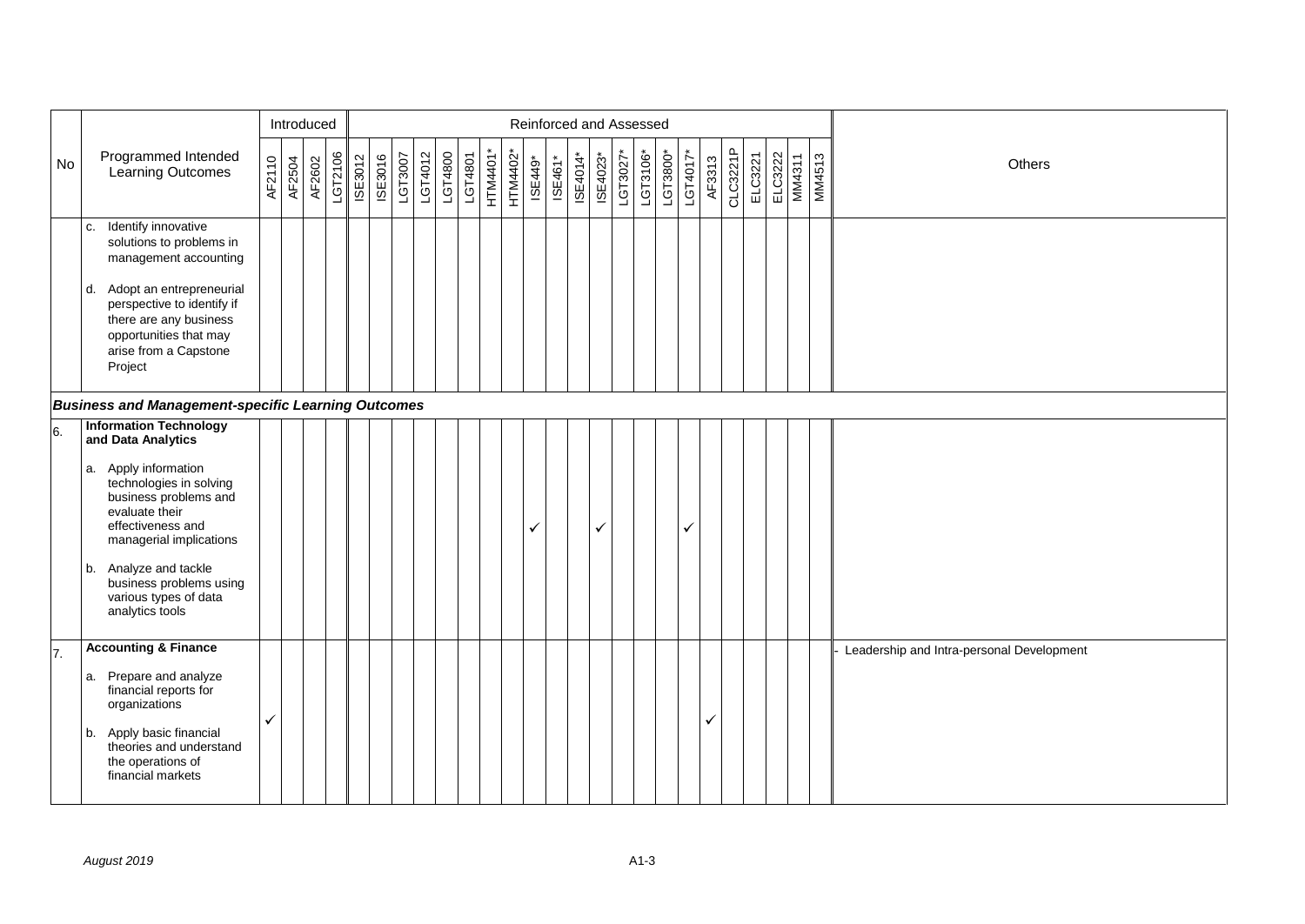| No | Programmed Intended Learning Outcomes | Introduced | | | | Reinforced and Assessed | | | | | | | | | | | | | | | | | | | | | | | | | | Others |
|---|---|---|---|---|---|---|---|---|---|---|---|---|---|---|---|---|---|---|---|---|---|---|---|---|---|---|---|---|---|---|---|---|
| | | AF2110 | AF2504 | AF2602 | LGT2106 | ISE3012 | ISE3016 | LGT3007 | LGT4012 | LGT4800 | LGT4801 | HTM4401* | HTM4402* | ISE449* | ISE461* | ISE4014* | ISE4023* | LGT3027* | LGT3106* | LGT3800* | LGT4017* | AF3313 | CLC3221P | ELC3221 | ELC3222 | MM4311 | MM4513 | |
| | c. Identify innovative solutions to problems in management accounting<br><br>d. Adopt an entrepreneurial perspective to identify if there are any business opportunities that may arise from a Capstone Project | | | | | | | | | | | | | | | | | | | | | | | | | | | |
| ***Business and Management-specific Learning Outcomes*** | | | | | | | | | | | | | | | | | | | | | | | | | | | | | | | | |
| 6. | **Information Technology and Data Analytics**<br><br>a. Apply information technologies in solving business problems and evaluate their effectiveness and managerial implications<br><br>b. Analyze and tackle business problems using various types of data analytics tools | | | | | | | | | | | | | ✓ | | | ✓ | | | | ✓ | | | | | | | |
| 7. | **Accounting & Finance**<br><br>a. Prepare and analyze financial reports for organizations<br><br>b. Apply basic financial theories and understand the operations of financial markets | ✓ | | | | | | | | | | | | | | | | | | | | ✓ | | | | | | - Leadership and Intra-personal Development |

*August 2019*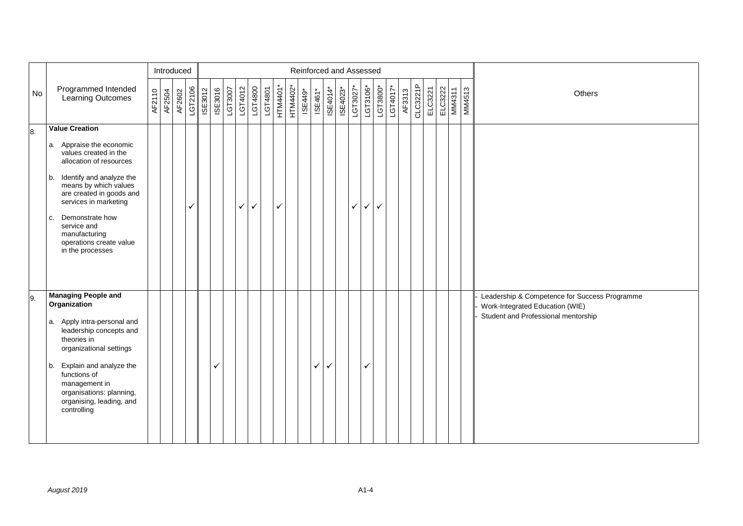| No | Programmed Intended Learning Outcomes | Introduced | | | | Reinforced and Assessed | | | | | | | | | | | | | | | | | | | | | | Others |
|---|---|---|---|---|---|---|---|---|---|---|---|---|---|---|---|---|---|---|---|---|---|---|---|---|---|---|---|---|
| | | AF2110 | AF2504 | AF2602 | LGT2106 | ISE3012 | ISE3016 | LGT3007 | LGT4012 | LGT4800 | LGT4801 | HTM4401* | HTM4402* | ISE449* | ISE461* | ISE4014* | ISE4023* | LGT3027* | LGT3106* | LGT3800* | LGT4017* | AF3313 | CLC3221P | ELC3221 | ELC3222 | MM4311 | MM4513 | |
| 8. | **Value Creation**<br>a. Appraise the economic values created in the allocation of resources<br>b. Identify and analyze the means by which values are created in goods and services in marketing<br>c. Demonstrate how service and manufacturing operations create value in the processes | | | | ✓ | | | | ✓ | ✓ | | ✓ | | | | | | ✓ | ✓ | ✓ | | | | | | | | |
| 9. | **Managing People and Organization**<br>a. Apply intra-personal and leadership concepts and theories in organizational settings<br>b. Explain and analyze the functions of management in organisations: planning, organising, leading, and controlling | | | | | | ✓ | | | | | | | | ✓ | ✓ | | | ✓ | | | | | | | | | - Leadership & Competence for Success Programme<br>- Work-Integrated Education (WIE)<br>- Student and Professional mentorship |

*August 2019*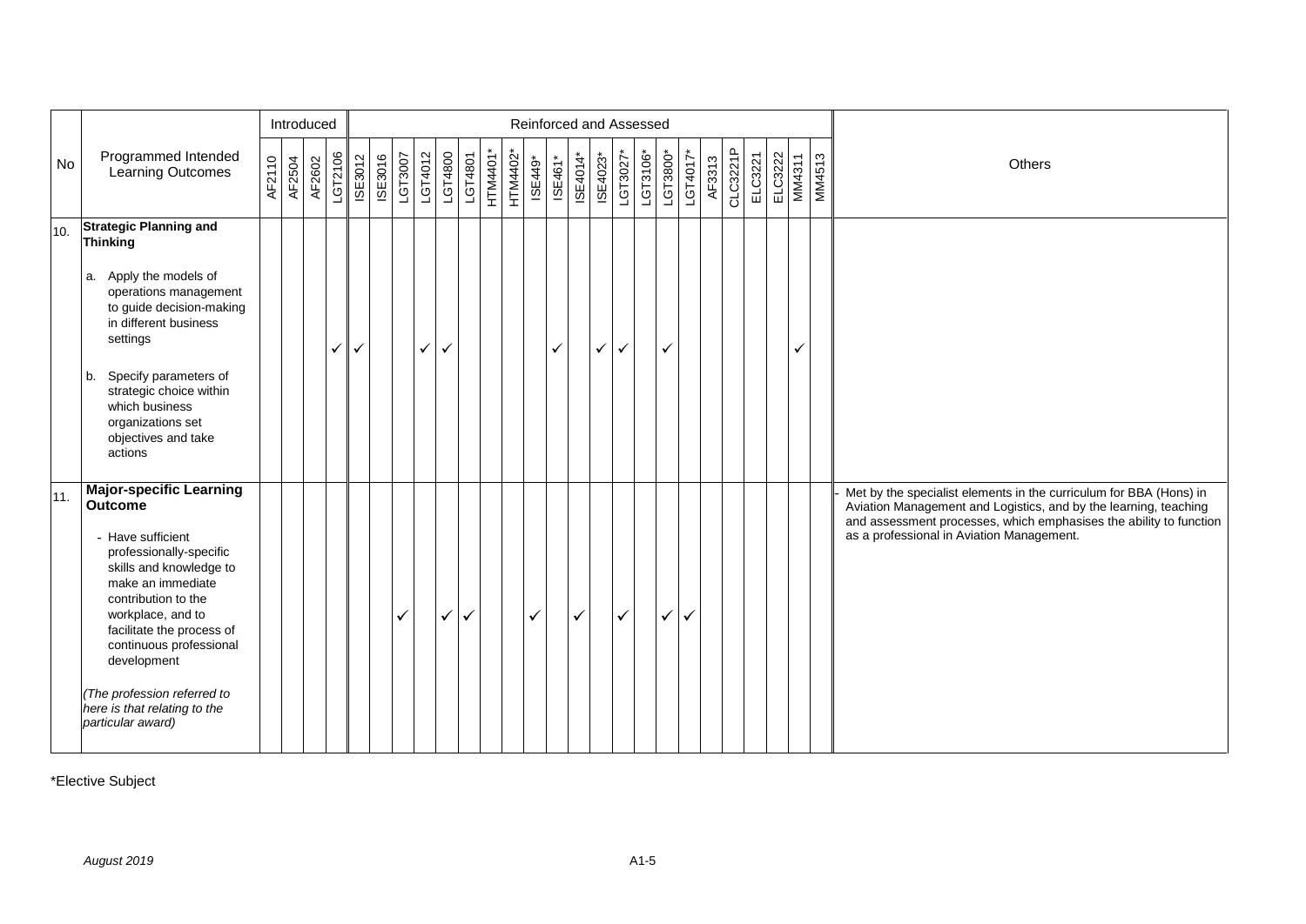| No | Programmed Intended Learning Outcomes | Introduced | | | | Reinforced and Assessed | | | | | | | | | | | | | | | | | | | | | | Others |
|---|---|---|---|---|---|---|---|---|---|---|---|---|---|---|---|---|---|---|---|---|---|---|---|---|---|---|---|---|
| | | AF2110 | AF2504 | AF2602 | LGT2106 | ISE3012 | ISE3016 | LGT3007 | LGT4012 | LGT4800 | LGT4801 | HTM4401* | HTM4402* | ISE449* | ISE461* | ISE4014* | ISE4023* | LGT3027* | LGT3106* | LGT3800* | LGT4017* | AF3313 | CLC3221P | ELC3221 | ELC3222 | MM4311 | MM4513 | |
| 10. | **Strategic Planning and Thinking**<br><br>a. Apply the models of operations management to guide decision-making in different business settings<br><br>b. Specify parameters of strategic choice within which business organizations set objectives and take actions | | | | ✓ | ✓ | | | ✓ | ✓ | | | | | ✓ | | ✓ | ✓ | | ✓ | | | | | | ✓ | | |
| 11. | **Major-specific Learning Outcome**<br><br>- Have sufficient professionally-specific skills and knowledge to make an immediate contribution to the workplace, and to facilitate the process of continuous professional development<br><br>*(The profession referred to here is that relating to the particular award)* | | | | | | | ✓ | | ✓ | ✓ | | | ✓ | | ✓ | | ✓ | | ✓ | ✓ | | | | | | | - Met by the specialist elements in the curriculum for BBA (Hons) in Aviation Management and Logistics, and by the learning, teaching and assessment processes, which emphasises the ability to function as a professional in Aviation Management. |

*Elective Subject

*August 2019*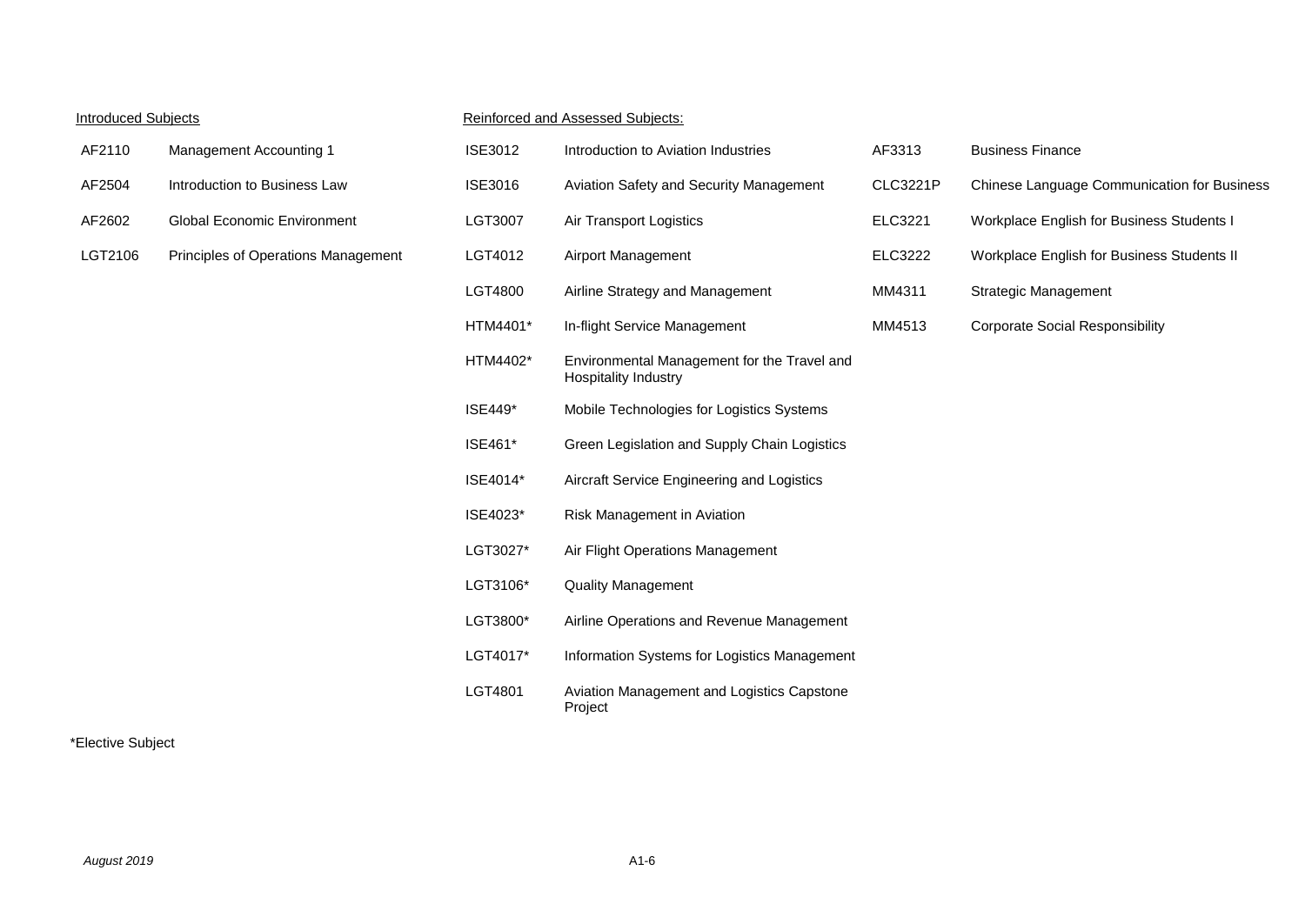<u>Introduced Subjects</u>

| | |
|---|---|
| AF2110 | Management Accounting 1 |
| AF2504 | Introduction to Business Law |
| AF2602 | Global Economic Environment |
| LGT2106 | Principles of Operations Management |

<u>Reinforced and Assessed Subjects:</u>

| | | | |
|---|---|---|---|
| ISE3012 | Introduction to Aviation Industries | AF3313 | Business Finance |
| ISE3016 | Aviation Safety and Security Management | CLC3221P | Chinese Language Communication for Business |
| LGT3007 | Air Transport Logistics | ELC3221 | Workplace English for Business Students I |
| LGT4012 | Airport Management | ELC3222 | Workplace English for Business Students II |
| LGT4800 | Airline Strategy and Management | MM4311 | Strategic Management |
| HTM4401* | In-flight Service Management | MM4513 | Corporate Social Responsibility |
| HTM4402* | Environmental Management for the Travel and Hospitality Industry | | |
| ISE449* | Mobile Technologies for Logistics Systems | | |
| ISE461* | Green Legislation and Supply Chain Logistics | | |
| ISE4014* | Aircraft Service Engineering and Logistics | | |
| ISE4023* | Risk Management in Aviation | | |
| LGT3027* | Air Flight Operations Management | | |
| LGT3106* | Quality Management | | |
| LGT3800* | Airline Operations and Revenue Management | | |
| LGT4017* | Information Systems for Logistics Management | | |
| LGT4801 | Aviation Management and Logistics Capstone Project | | |

*Elective Subject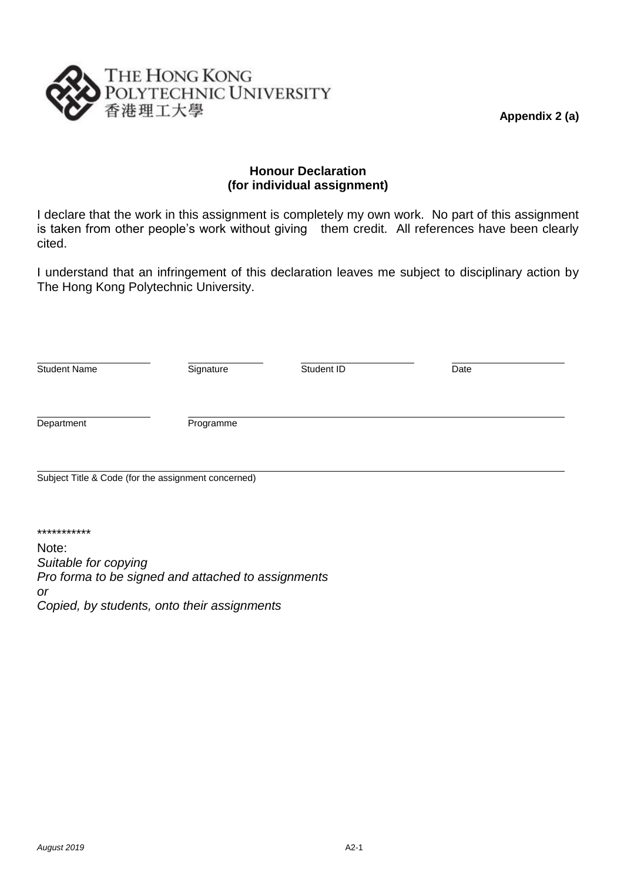THE HONG KONG POLYTECHNIC UNIVERSITY
香港理工大學

**Appendix 2 (a)**

**Honour Declaration**
**(for individual assignment)**

I declare that the work in this assignment is completely my own work. No part of this assignment is taken from other people's work without giving them credit. All references have been clearly cited.

I understand that an infringement of this declaration leaves me subject to disciplinary action by The Hong Kong Polytechnic University.

| Student Name | Signature | Student ID | Date |
|---|---|---|---|

| Department | Programme |
|---|---|

Subject Title & Code (for the assignment concerned)

***********

Note:
*Suitable for copying*
*Pro forma to be signed and attached to assignments*
*or*
*Copied, by students, onto their assignments*

*August 2019*

A2-1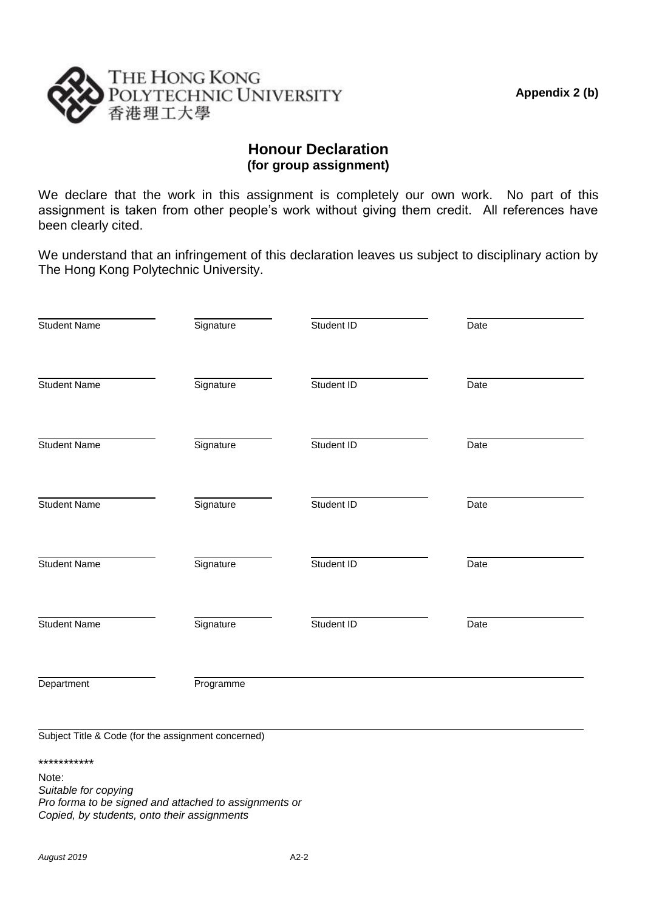THE HONG KONG POLYTECHNIC UNIVERSITY
香港理工大學

**Appendix 2 (b)**

## Honour Declaration
### (for group assignment)

We declare that the work in this assignment is completely our own work. No part of this assignment is taken from other people's work without giving them credit. All references have been clearly cited.

We understand that an infringement of this declaration leaves us subject to disciplinary action by The Hong Kong Polytechnic University.

| | | | |
|---|---|---|---|
| Student Name | Signature | Student ID | Date |
| Student Name | Signature | Student ID | Date |
| Student Name | Signature | Student ID | Date |
| Student Name | Signature | Student ID | Date |
| Student Name | Signature | Student ID | Date |
| Student Name | Signature | Student ID | Date |

Department

Programme

Subject Title & Code (for the assignment concerned)

***********

Note:
*Suitable for copying*
*Pro forma to be signed and attached to assignments or*
*Copied, by students, onto their assignments*

*August 2019*

A2-2